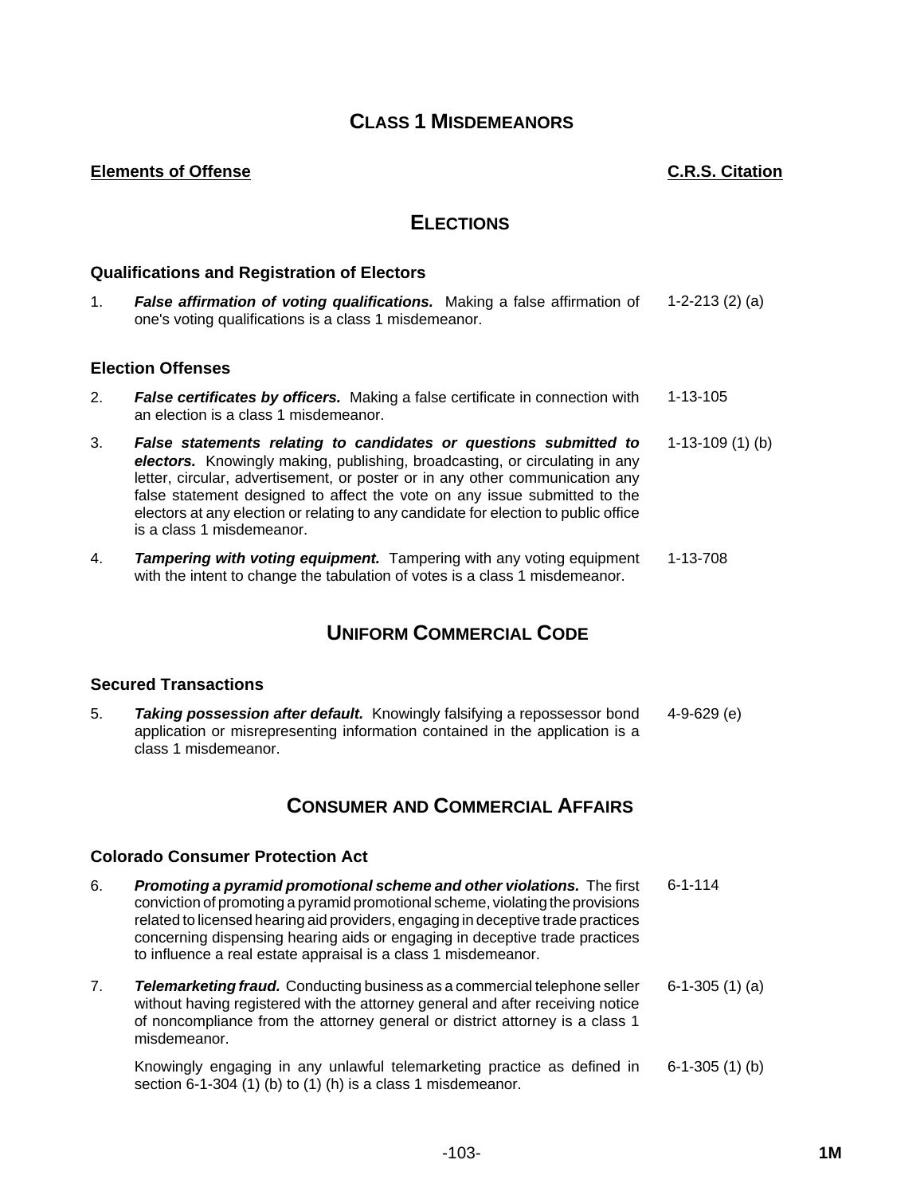# CLASS 1 MISDEMEANORS

| Elements of Offense | C.R.S. Citation |
| --- | --- |

## ELECTIONS

### Qualifications and Registration of Electors

| | | |
| --- | --- | --- |
| 1. | ***False affirmation of voting qualifications.*** Making a false affirmation of one's voting qualifications is a class 1 misdemeanor. | 1-2-213 (2) (a) |

### Election Offenses

| | | |
| --- | --- | --- |
| 2. | ***False certificates by officers.*** Making a false certificate in connection with an election is a class 1 misdemeanor. | 1-13-105 |
| 3. | ***False statements relating to candidates or questions submitted to electors.*** Knowingly making, publishing, broadcasting, or circulating in any letter, circular, advertisement, or poster or in any other communication any false statement designed to affect the vote on any issue submitted to the electors at any election or relating to any candidate for election to public office is a class 1 misdemeanor. | 1-13-109 (1) (b) |
| 4. | ***Tampering with voting equipment.*** Tampering with any voting equipment with the intent to change the tabulation of votes is a class 1 misdemeanor. | 1-13-708 |

## UNIFORM COMMERCIAL CODE

### Secured Transactions

| | | |
| --- | --- | --- |
| 5. | ***Taking possession after default.*** Knowingly falsifying a repossessor bond application or misrepresenting information contained in the application is a class 1 misdemeanor. | 4-9-629 (e) |

## CONSUMER AND COMMERCIAL AFFAIRS

### Colorado Consumer Protection Act

| | | |
| --- | --- | --- |
| 6. | ***Promoting a pyramid promotional scheme and other violations.*** The first conviction of promoting a pyramid promotional scheme, violating the provisions related to licensed hearing aid providers, engaging in deceptive trade practices concerning dispensing hearing aids or engaging in deceptive trade practices to influence a real estate appraisal is a class 1 misdemeanor. | 6-1-114 |
| 7. | ***Telemarketing fraud.*** Conducting business as a commercial telephone seller without having registered with the attorney general and after receiving notice of noncompliance from the attorney general or district attorney is a class 1 misdemeanor. | 6-1-305 (1) (a) |
| | Knowingly engaging in any unlawful telemarketing practice as defined in section 6-1-304 (1) (b) to (1) (h) is a class 1 misdemeanor. | 6-1-305 (1) (b) |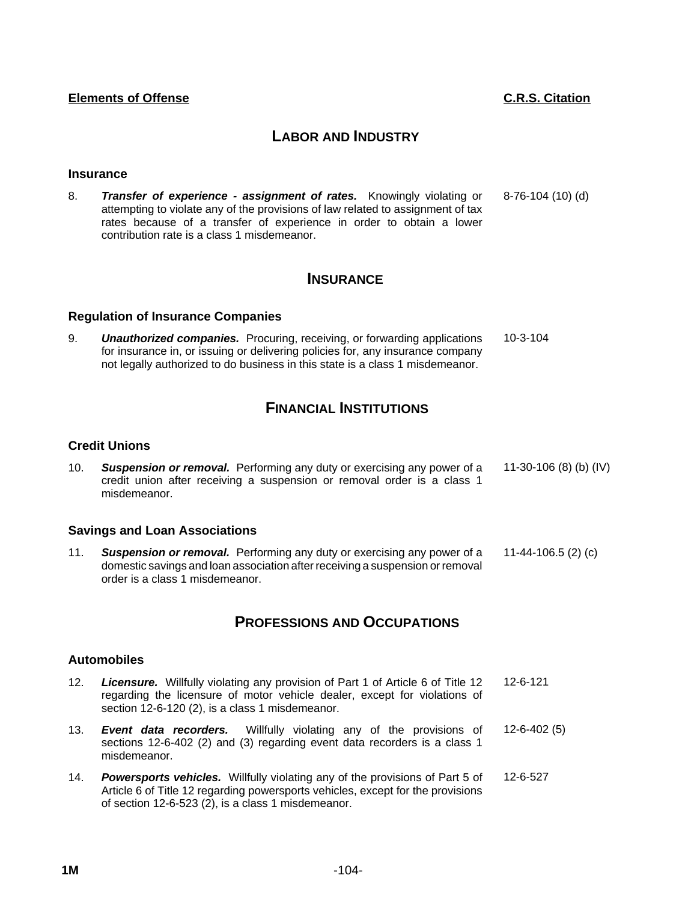| Elements of Offense | C.R.S. Citation |
|---|---|

## LABOR AND INDUSTRY

### Insurance

| | | |
|---|---|---|
| 8. | ***Transfer of experience - assignment of rates.*** Knowingly violating or attempting to violate any of the provisions of law related to assignment of tax rates because of a transfer of experience in order to obtain a lower contribution rate is a class 1 misdemeanor. | 8-76-104 (10) (d) |

## INSURANCE

### Regulation of Insurance Companies

| | | |
|---|---|---|
| 9. | ***Unauthorized companies.*** Procuring, receiving, or forwarding applications for insurance in, or issuing or delivering policies for, any insurance company not legally authorized to do business in this state is a class 1 misdemeanor. | 10-3-104 |

## FINANCIAL INSTITUTIONS

### Credit Unions

| | | |
|---|---|---|
| 10. | ***Suspension or removal.*** Performing any duty or exercising any power of a credit union after receiving a suspension or removal order is a class 1 misdemeanor. | 11-30-106 (8) (b) (IV) |

### Savings and Loan Associations

| | | |
|---|---|---|
| 11. | ***Suspension or removal.*** Performing any duty or exercising any power of a domestic savings and loan association after receiving a suspension or removal order is a class 1 misdemeanor. | 11-44-106.5 (2) (c) |

## PROFESSIONS AND OCCUPATIONS

### Automobiles

| | | |
|---|---|---|
| 12. | ***Licensure.*** Willfully violating any provision of Part 1 of Article 6 of Title 12 regarding the licensure of motor vehicle dealer, except for violations of section 12-6-120 (2), is a class 1 misdemeanor. | 12-6-121 |
| 13. | ***Event data recorders.*** Willfully violating any of the provisions of sections 12-6-402 (2) and (3) regarding event data recorders is a class 1 misdemeanor. | 12-6-402 (5) |
| 14. | ***Powersports vehicles.*** Willfully violating any of the provisions of Part 5 of Article 6 of Title 12 regarding powersports vehicles, except for the provisions of section 12-6-523 (2), is a class 1 misdemeanor. | 12-6-527 |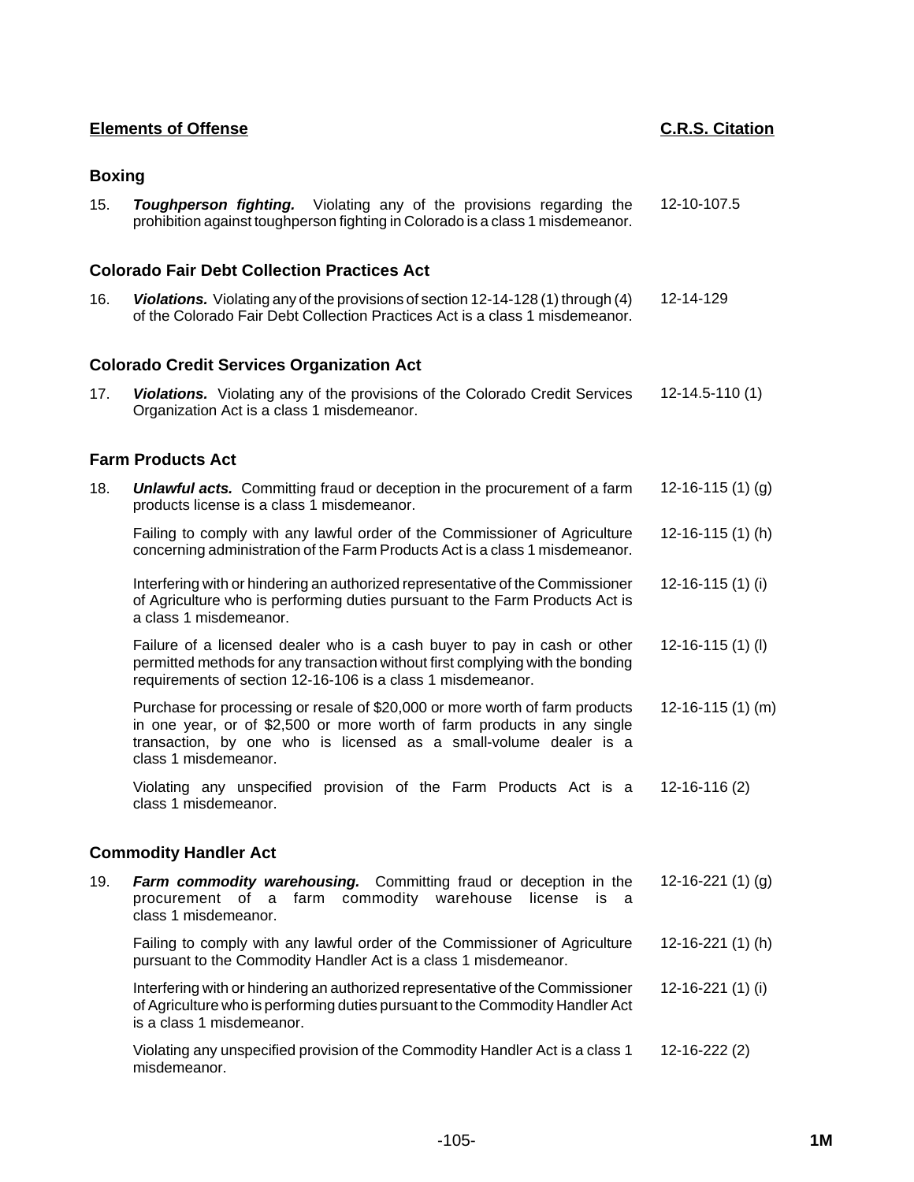| Elements of Offense | | C.R.S. Citation |
|---|---|---|
| **Boxing** | | |
| 15. | ***Toughperson fighting.*** Violating any of the provisions regarding the prohibition against toughperson fighting in Colorado is a class 1 misdemeanor. | 12-10-107.5 |
| **Colorado Fair Debt Collection Practices Act** | | |
| 16. | ***Violations.*** Violating any of the provisions of section 12-14-128 (1) through (4) of the Colorado Fair Debt Collection Practices Act is a class 1 misdemeanor. | 12-14-129 |
| **Colorado Credit Services Organization Act** | | |
| 17. | ***Violations.*** Violating any of the provisions of the Colorado Credit Services Organization Act is a class 1 misdemeanor. | 12-14.5-110 (1) |
| **Farm Products Act** | | |
| 18. | ***Unlawful acts.*** Committing fraud or deception in the procurement of a farm products license is a class 1 misdemeanor. | 12-16-115 (1) (g) |
| | Failing to comply with any lawful order of the Commissioner of Agriculture concerning administration of the Farm Products Act is a class 1 misdemeanor. | 12-16-115 (1) (h) |
| | Interfering with or hindering an authorized representative of the Commissioner of Agriculture who is performing duties pursuant to the Farm Products Act is a class 1 misdemeanor. | 12-16-115 (1) (i) |
| | Failure of a licensed dealer who is a cash buyer to pay in cash or other permitted methods for any transaction without first complying with the bonding requirements of section 12-16-106 is a class 1 misdemeanor. | 12-16-115 (1) (l) |
| | Purchase for processing or resale of $20,000 or more worth of farm products in one year, or of $2,500 or more worth of farm products in any single transaction, by one who is licensed as a small-volume dealer is a class 1 misdemeanor. | 12-16-115 (1) (m) |
| | Violating any unspecified provision of the Farm Products Act is a class 1 misdemeanor. | 12-16-116 (2) |
| **Commodity Handler Act** | | |
| 19. | ***Farm commodity warehousing.*** Committing fraud or deception in the procurement of a farm commodity warehouse license is a class 1 misdemeanor. | 12-16-221 (1) (g) |
| | Failing to comply with any lawful order of the Commissioner of Agriculture pursuant to the Commodity Handler Act is a class 1 misdemeanor. | 12-16-221 (1) (h) |
| | Interfering with or hindering an authorized representative of the Commissioner of Agriculture who is performing duties pursuant to the Commodity Handler Act is a class 1 misdemeanor. | 12-16-221 (1) (i) |
| | Violating any unspecified provision of the Commodity Handler Act is a class 1 misdemeanor. | 12-16-222 (2) |

1M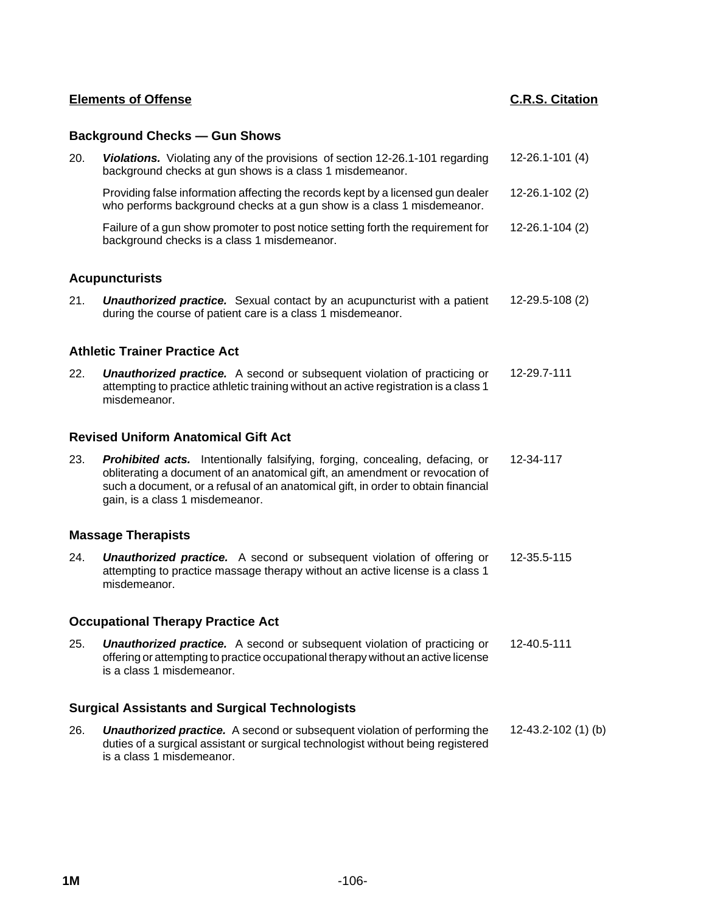| Elements of Offense | | C.R.S. Citation |
|---|---|---|
| **Background Checks — Gun Shows** | | |
| 20. | ***Violations.*** Violating any of the provisions of section 12-26.1-101 regarding background checks at gun shows is a class 1 misdemeanor. | 12-26.1-101 (4) |
| | Providing false information affecting the records kept by a licensed gun dealer who performs background checks at a gun show is a class 1 misdemeanor. | 12-26.1-102 (2) |
| | Failure of a gun show promoter to post notice setting forth the requirement for background checks is a class 1 misdemeanor. | 12-26.1-104 (2) |
| **Acupuncturists** | | |
| 21. | ***Unauthorized practice.*** Sexual contact by an acupuncturist with a patient during the course of patient care is a class 1 misdemeanor. | 12-29.5-108 (2) |
| **Athletic Trainer Practice Act** | | |
| 22. | ***Unauthorized practice.*** A second or subsequent violation of practicing or attempting to practice athletic training without an active registration is a class 1 misdemeanor. | 12-29.7-111 |
| **Revised Uniform Anatomical Gift Act** | | |
| 23. | ***Prohibited acts.*** Intentionally falsifying, forging, concealing, defacing, or obliterating a document of an anatomical gift, an amendment or revocation of such a document, or a refusal of an anatomical gift, in order to obtain financial gain, is a class 1 misdemeanor. | 12-34-117 |
| **Massage Therapists** | | |
| 24. | ***Unauthorized practice.*** A second or subsequent violation of offering or attempting to practice massage therapy without an active license is a class 1 misdemeanor. | 12-35.5-115 |
| **Occupational Therapy Practice Act** | | |
| 25. | ***Unauthorized practice.*** A second or subsequent violation of practicing or offering or attempting to practice occupational therapy without an active license is a class 1 misdemeanor. | 12-40.5-111 |
| **Surgical Assistants and Surgical Technologists** | | |
| 26. | ***Unauthorized practice.*** A second or subsequent violation of performing the duties of a surgical assistant or surgical technologist without being registered is a class 1 misdemeanor. | 12-43.2-102 (1) (b) |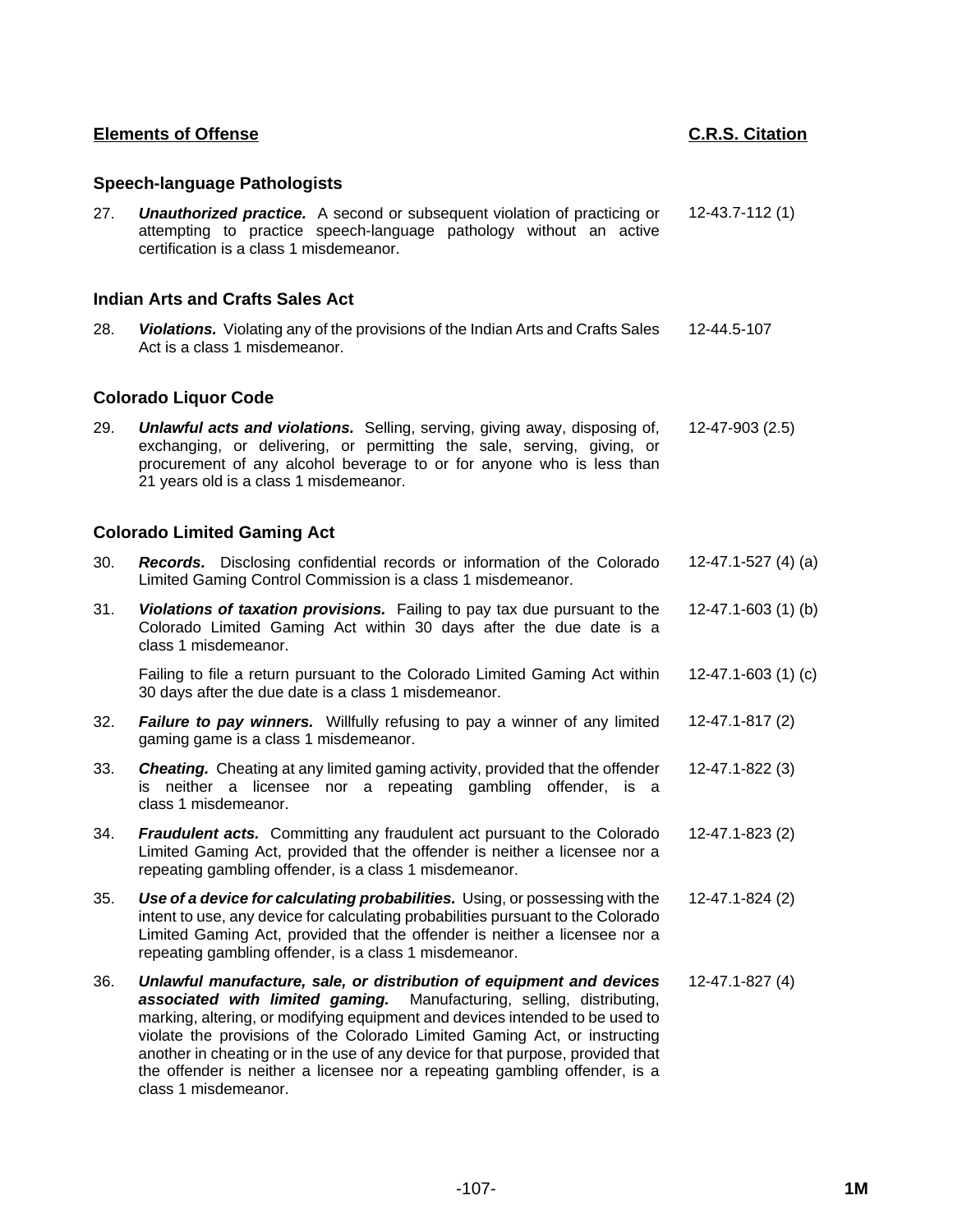| Elements of Offense | C.R.S. Citation |
|---|---|
| **Speech-language Pathologists** | |
| 27. ***Unauthorized practice.*** A second or subsequent violation of practicing or attempting to practice speech-language pathology without an active certification is a class 1 misdemeanor. | 12-43.7-112 (1) |
| **Indian Arts and Crafts Sales Act** | |
| 28. ***Violations.*** Violating any of the provisions of the Indian Arts and Crafts Sales Act is a class 1 misdemeanor. | 12-44.5-107 |
| **Colorado Liquor Code** | |
| 29. ***Unlawful acts and violations.*** Selling, serving, giving away, disposing of, exchanging, or delivering, or permitting the sale, serving, giving, or procurement of any alcohol beverage to or for anyone who is less than 21 years old is a class 1 misdemeanor. | 12-47-903 (2.5) |
| **Colorado Limited Gaming Act** | |
| 30. ***Records.*** Disclosing confidential records or information of the Colorado Limited Gaming Control Commission is a class 1 misdemeanor. | 12-47.1-527 (4) (a) |
| 31. ***Violations of taxation provisions.*** Failing to pay tax due pursuant to the Colorado Limited Gaming Act within 30 days after the due date is a class 1 misdemeanor. | 12-47.1-603 (1) (b) |
| Failing to file a return pursuant to the Colorado Limited Gaming Act within 30 days after the due date is a class 1 misdemeanor. | 12-47.1-603 (1) (c) |
| 32. ***Failure to pay winners.*** Willfully refusing to pay a winner of any limited gaming game is a class 1 misdemeanor. | 12-47.1-817 (2) |
| 33. ***Cheating.*** Cheating at any limited gaming activity, provided that the offender is neither a licensee nor a repeating gambling offender, is a class 1 misdemeanor. | 12-47.1-822 (3) |
| 34. ***Fraudulent acts.*** Committing any fraudulent act pursuant to the Colorado Limited Gaming Act, provided that the offender is neither a licensee nor a repeating gambling offender, is a class 1 misdemeanor. | 12-47.1-823 (2) |
| 35. ***Use of a device for calculating probabilities.*** Using, or possessing with the intent to use, any device for calculating probabilities pursuant to the Colorado Limited Gaming Act, provided that the offender is neither a licensee nor a repeating gambling offender, is a class 1 misdemeanor. | 12-47.1-824 (2) |
| 36. ***Unlawful manufacture, sale, or distribution of equipment and devices associated with limited gaming.*** Manufacturing, selling, distributing, marking, altering, or modifying equipment and devices intended to be used to violate the provisions of the Colorado Limited Gaming Act, or instructing another in cheating or in the use of any device for that purpose, provided that the offender is neither a licensee nor a repeating gambling offender, is a class 1 misdemeanor. | 12-47.1-827 (4) |

1M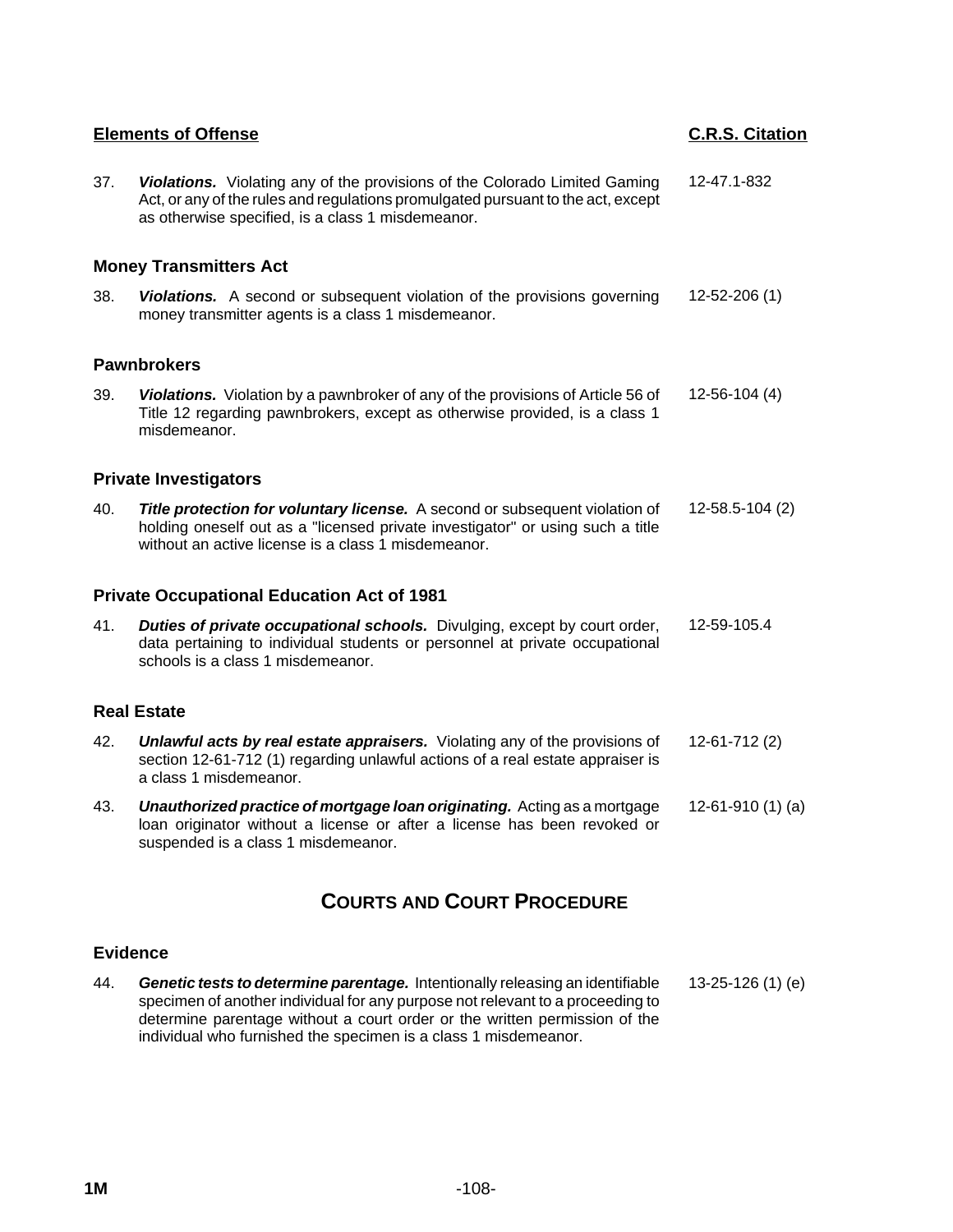| | Elements of Offense | C.R.S. Citation |
|---|---|---|
| 37. | ***Violations.*** Violating any of the provisions of the Colorado Limited Gaming Act, or any of the rules and regulations promulgated pursuant to the act, except as otherwise specified, is a class 1 misdemeanor. | 12-47.1-832 |

### Money Transmitters Act

| | | |
|---|---|---|
| 38. | ***Violations.*** A second or subsequent violation of the provisions governing money transmitter agents is a class 1 misdemeanor. | 12-52-206 (1) |

### Pawnbrokers

| | | |
|---|---|---|
| 39. | ***Violations.*** Violation by a pawnbroker of any of the provisions of Article 56 of Title 12 regarding pawnbrokers, except as otherwise provided, is a class 1 misdemeanor. | 12-56-104 (4) |

### Private Investigators

| | | |
|---|---|---|
| 40. | ***Title protection for voluntary license.*** A second or subsequent violation of holding oneself out as a "licensed private investigator" or using such a title without an active license is a class 1 misdemeanor. | 12-58.5-104 (2) |

### Private Occupational Education Act of 1981

| | | |
|---|---|---|
| 41. | ***Duties of private occupational schools.*** Divulging, except by court order, data pertaining to individual students or personnel at private occupational schools is a class 1 misdemeanor. | 12-59-105.4 |

### Real Estate

| | | |
|---|---|---|
| 42. | ***Unlawful acts by real estate appraisers.*** Violating any of the provisions of section 12-61-712 (1) regarding unlawful actions of a real estate appraiser is a class 1 misdemeanor. | 12-61-712 (2) |
| 43. | ***Unauthorized practice of mortgage loan originating.*** Acting as a mortgage loan originator without a license or after a license has been revoked or suspended is a class 1 misdemeanor. | 12-61-910 (1) (a) |

## COURTS AND COURT PROCEDURE

### Evidence

| | | |
|---|---|---|
| 44. | ***Genetic tests to determine parentage.*** Intentionally releasing an identifiable specimen of another individual for any purpose not relevant to a proceeding to determine parentage without a court order or the written permission of the individual who furnished the specimen is a class 1 misdemeanor. | 13-25-126 (1) (e) |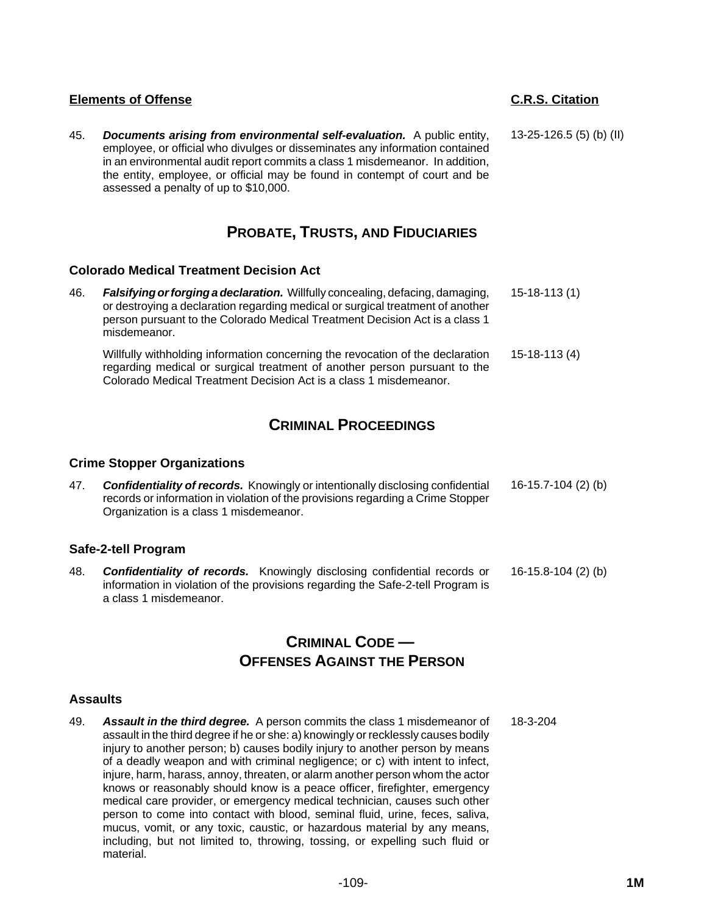| Elements of Offense | C.R.S. Citation |
|---|---|
| 45. ***Documents arising from environmental self-evaluation.*** A public entity, employee, or official who divulges or disseminates any information contained in an environmental audit report commits a class 1 misdemeanor. In addition, the entity, employee, or official may be found in contempt of court and be assessed a penalty of up to $10,000. | 13-25-126.5 (5) (b) (II) |

## PROBATE, TRUSTS, AND FIDUCIARIES

### Colorado Medical Treatment Decision Act

| | |
|---|---|
| 46. ***Falsifying or forging a declaration.*** Willfully concealing, defacing, damaging, or destroying a declaration regarding medical or surgical treatment of another person pursuant to the Colorado Medical Treatment Decision Act is a class 1 misdemeanor. | 15-18-113 (1) |
| Willfully withholding information concerning the revocation of the declaration regarding medical or surgical treatment of another person pursuant to the Colorado Medical Treatment Decision Act is a class 1 misdemeanor. | 15-18-113 (4) |

## CRIMINAL PROCEEDINGS

### Crime Stopper Organizations

| | |
|---|---|
| 47. ***Confidentiality of records.*** Knowingly or intentionally disclosing confidential records or information in violation of the provisions regarding a Crime Stopper Organization is a class 1 misdemeanor. | 16-15.7-104 (2) (b) |

### Safe-2-tell Program

| | |
|---|---|
| 48. ***Confidentiality of records.*** Knowingly disclosing confidential records or information in violation of the provisions regarding the Safe-2-tell Program is a class 1 misdemeanor. | 16-15.8-104 (2) (b) |

## CRIMINAL CODE — OFFENSES AGAINST THE PERSON

### Assaults

| | |
|---|---|
| 49. ***Assault in the third degree.*** A person commits the class 1 misdemeanor of assault in the third degree if he or she: a) knowingly or recklessly causes bodily injury to another person; b) causes bodily injury to another person by means of a deadly weapon and with criminal negligence; or c) with intent to infect, injure, harm, harass, annoy, threaten, or alarm another person whom the actor knows or reasonably should know is a peace officer, firefighter, emergency medical care provider, or emergency medical technician, causes such other person to come into contact with blood, seminal fluid, urine, feces, saliva, mucus, vomit, or any toxic, caustic, or hazardous material by any means, including, but not limited to, throwing, tossing, or expelling such fluid or material. | 18-3-204 |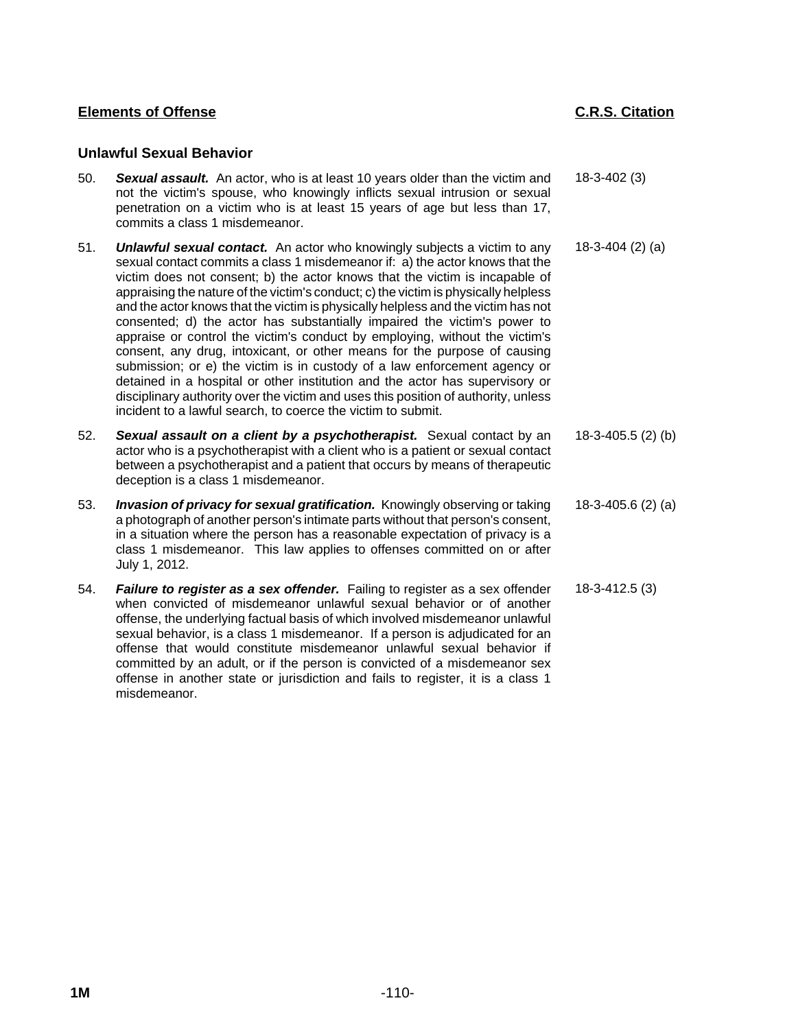| **Elements of Offense** | **C.R.S. Citation** |
|---|---|

### Unlawful Sexual Behavior

| | Elements of Offense | C.R.S. Citation |
|---|---|---|
| 50. | ***Sexual assault.*** An actor, who is at least 10 years older than the victim and not the victim's spouse, who knowingly inflicts sexual intrusion or sexual penetration on a victim who is at least 15 years of age but less than 17, commits a class 1 misdemeanor. | 18-3-402 (3) |
| 51. | ***Unlawful sexual contact.*** An actor who knowingly subjects a victim to any sexual contact commits a class 1 misdemeanor if: a) the actor knows that the victim does not consent; b) the actor knows that the victim is incapable of appraising the nature of the victim's conduct; c) the victim is physically helpless and the actor knows that the victim is physically helpless and the victim has not consented; d) the actor has substantially impaired the victim's power to appraise or control the victim's conduct by employing, without the victim's consent, any drug, intoxicant, or other means for the purpose of causing submission; or e) the victim is in custody of a law enforcement agency or detained in a hospital or other institution and the actor has supervisory or disciplinary authority over the victim and uses this position of authority, unless incident to a lawful search, to coerce the victim to submit. | 18-3-404 (2) (a) |
| 52. | ***Sexual assault on a client by a psychotherapist.*** Sexual contact by an actor who is a psychotherapist with a client who is a patient or sexual contact between a psychotherapist and a patient that occurs by means of therapeutic deception is a class 1 misdemeanor. | 18-3-405.5 (2) (b) |
| 53. | ***Invasion of privacy for sexual gratification.*** Knowingly observing or taking a photograph of another person's intimate parts without that person's consent, in a situation where the person has a reasonable expectation of privacy is a class 1 misdemeanor. This law applies to offenses committed on or after July 1, 2012. | 18-3-405.6 (2) (a) |
| 54. | ***Failure to register as a sex offender.*** Failing to register as a sex offender when convicted of misdemeanor unlawful sexual behavior or of another offense, the underlying factual basis of which involved misdemeanor unlawful sexual behavior, is a class 1 misdemeanor. If a person is adjudicated for an offense that would constitute misdemeanor unlawful sexual behavior if committed by an adult, or if the person is convicted of a misdemeanor sex offense in another state or jurisdiction and fails to register, it is a class 1 misdemeanor. | 18-3-412.5 (3) |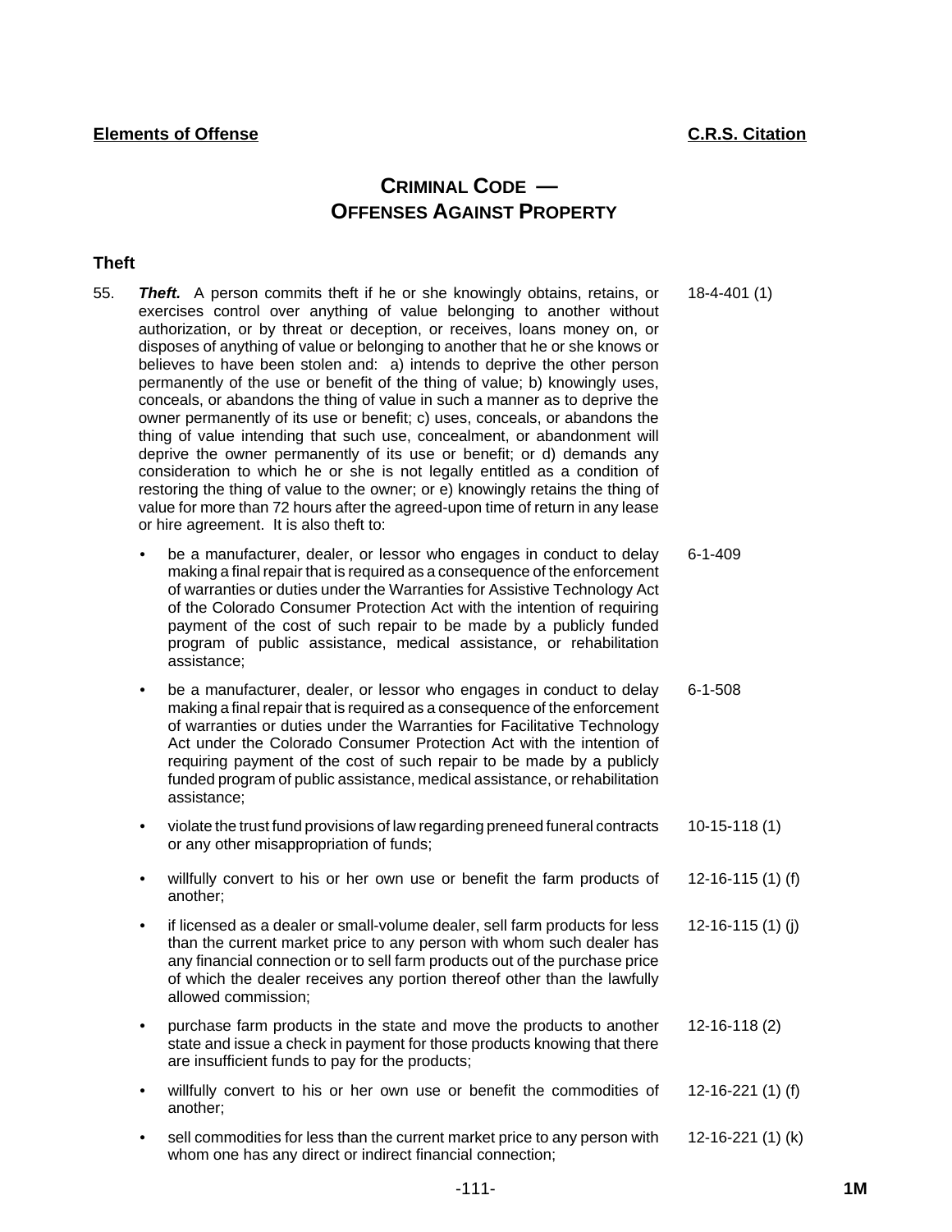**Elements of Offense** | **C.R.S. Citation**

# CRIMINAL CODE — OFFENSES AGAINST PROPERTY

## Theft

| | Elements of Offense | C.R.S. Citation |
|---|---|---|
| 55. | ***Theft.*** A person commits theft if he or she knowingly obtains, retains, or exercises control over anything of value belonging to another without authorization, or by threat or deception, or receives, loans money on, or disposes of anything of value or belonging to another that he or she knows or believes to have been stolen and: a) intends to deprive the other person permanently of the use or benefit of the thing of value; b) knowingly uses, conceals, or abandons the thing of value in such a manner as to deprive the owner permanently of its use or benefit; c) uses, conceals, or abandons the thing of value intending that such use, concealment, or abandonment will deprive the owner permanently of its use or benefit; or d) demands any consideration to which he or she is not legally entitled as a condition of restoring the thing of value to the owner; or e) knowingly retains the thing of value for more than 72 hours after the agreed-upon time of return in any lease or hire agreement. It is also theft to: | 18-4-401 (1) |
| | • be a manufacturer, dealer, or lessor who engages in conduct to delay making a final repair that is required as a consequence of the enforcement of warranties or duties under the Warranties for Assistive Technology Act of the Colorado Consumer Protection Act with the intention of requiring payment of the cost of such repair to be made by a publicly funded program of public assistance, medical assistance, or rehabilitation assistance; | 6-1-409 |
| | • be a manufacturer, dealer, or lessor who engages in conduct to delay making a final repair that is required as a consequence of the enforcement of warranties or duties under the Warranties for Facilitative Technology Act under the Colorado Consumer Protection Act with the intention of requiring payment of the cost of such repair to be made by a publicly funded program of public assistance, medical assistance, or rehabilitation assistance; | 6-1-508 |
| | • violate the trust fund provisions of law regarding preneed funeral contracts or any other misappropriation of funds; | 10-15-118 (1) |
| | • willfully convert to his or her own use or benefit the farm products of another; | 12-16-115 (1) (f) |
| | • if licensed as a dealer or small-volume dealer, sell farm products for less than the current market price to any person with whom such dealer has any financial connection or to sell farm products out of the purchase price of which the dealer receives any portion thereof other than the lawfully allowed commission; | 12-16-115 (1) (j) |
| | • purchase farm products in the state and move the products to another state and issue a check in payment for those products knowing that there are insufficient funds to pay for the products; | 12-16-118 (2) |
| | • willfully convert to his or her own use or benefit the commodities of another; | 12-16-221 (1) (f) |
| | • sell commodities for less than the current market price to any person with whom one has any direct or indirect financial connection; | 12-16-221 (1) (k) |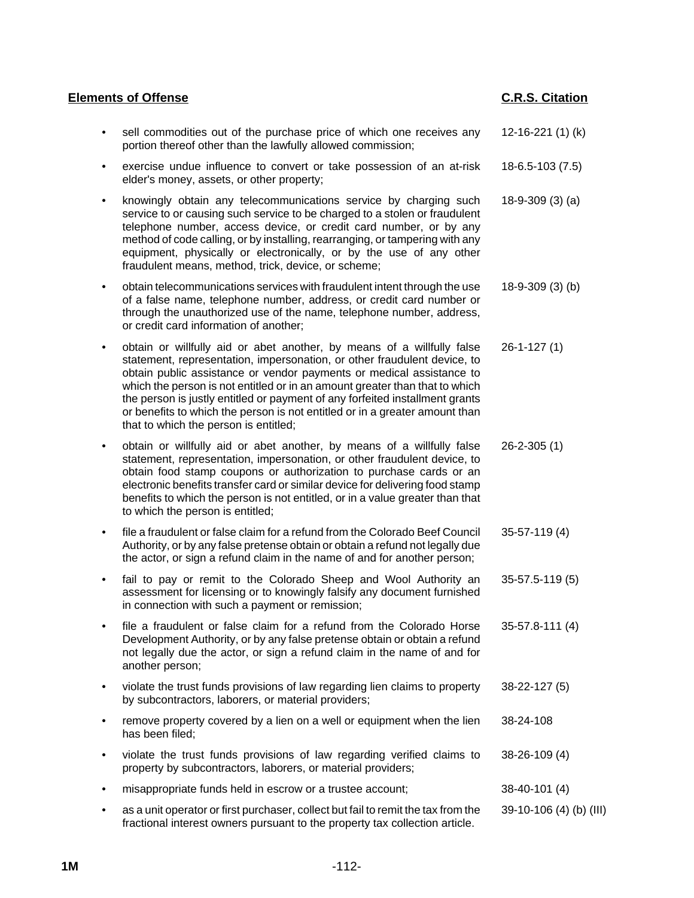| Elements of Offense | C.R.S. Citation |
|---|---|
| • sell commodities out of the purchase price of which one receives any portion thereof other than the lawfully allowed commission; | 12-16-221 (1) (k) |
| • exercise undue influence to convert or take possession of an at-risk elder's money, assets, or other property; | 18-6.5-103 (7.5) |
| • knowingly obtain any telecommunications service by charging such service to or causing such service to be charged to a stolen or fraudulent telephone number, access device, or credit card number, or by any method of code calling, or by installing, rearranging, or tampering with any equipment, physically or electronically, or by the use of any other fraudulent means, method, trick, device, or scheme; | 18-9-309 (3) (a) |
| • obtain telecommunications services with fraudulent intent through the use of a false name, telephone number, address, or credit card number or through the unauthorized use of the name, telephone number, address, or credit card information of another; | 18-9-309 (3) (b) |
| • obtain or willfully aid or abet another, by means of a willfully false statement, representation, impersonation, or other fraudulent device, to obtain public assistance or vendor payments or medical assistance to which the person is not entitled or in an amount greater than that to which the person is justly entitled or payment of any forfeited installment grants or benefits to which the person is not entitled or in a greater amount than that to which the person is entitled; | 26-1-127 (1) |
| • obtain or willfully aid or abet another, by means of a willfully false statement, representation, impersonation, or other fraudulent device, to obtain food stamp coupons or authorization to purchase cards or an electronic benefits transfer card or similar device for delivering food stamp benefits to which the person is not entitled, or in a value greater than that to which the person is entitled; | 26-2-305 (1) |
| • file a fraudulent or false claim for a refund from the Colorado Beef Council Authority, or by any false pretense obtain or obtain a refund not legally due the actor, or sign a refund claim in the name of and for another person; | 35-57-119 (4) |
| • fail to pay or remit to the Colorado Sheep and Wool Authority an assessment for licensing or to knowingly falsify any document furnished in connection with such a payment or remission; | 35-57.5-119 (5) |
| • file a fraudulent or false claim for a refund from the Colorado Horse Development Authority, or by any false pretense obtain or obtain a refund not legally due the actor, or sign a refund claim in the name of and for another person; | 35-57.8-111 (4) |
| • violate the trust funds provisions of law regarding lien claims to property by subcontractors, laborers, or material providers; | 38-22-127 (5) |
| • remove property covered by a lien on a well or equipment when the lien has been filed; | 38-24-108 |
| • violate the trust funds provisions of law regarding verified claims to property by subcontractors, laborers, or material providers; | 38-26-109 (4) |
| • misappropriate funds held in escrow or a trustee account; | 38-40-101 (4) |
| • as a unit operator or first purchaser, collect but fail to remit the tax from the fractional interest owners pursuant to the property tax collection article. | 39-10-106 (4) (b) (III) |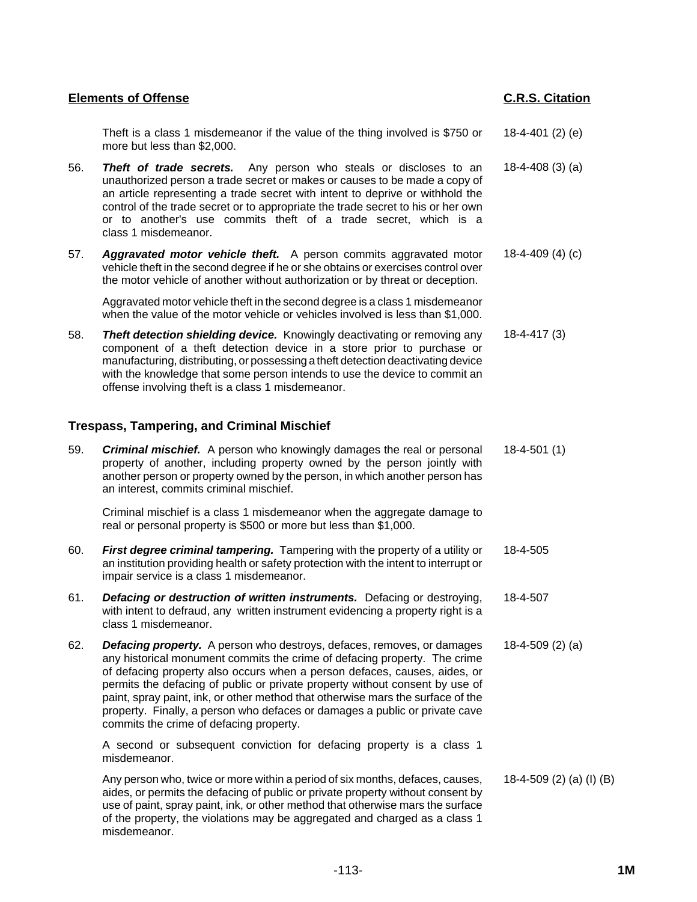| Elements of Offense | | C.R.S. Citation |
|---|---|---|
| | Theft is a class 1 misdemeanor if the value of the thing involved is $750 or more but less than $2,000. | 18-4-401 (2) (e) |
| 56. | ***Theft of trade secrets.*** Any person who steals or discloses to an unauthorized person a trade secret or makes or causes to be made a copy of an article representing a trade secret with intent to deprive or withhold the control of the trade secret or to appropriate the trade secret to his or her own or to another's use commits theft of a trade secret, which is a class 1 misdemeanor. | 18-4-408 (3) (a) |
| 57. | ***Aggravated motor vehicle theft.*** A person commits aggravated motor vehicle theft in the second degree if he or she obtains or exercises control over the motor vehicle of another without authorization or by threat or deception. | 18-4-409 (4) (c) |
| | Aggravated motor vehicle theft in the second degree is a class 1 misdemeanor when the value of the motor vehicle or vehicles involved is less than $1,000. | |
| 58. | ***Theft detection shielding device.*** Knowingly deactivating or removing any component of a theft detection device in a store prior to purchase or manufacturing, distributing, or possessing a theft detection deactivating device with the knowledge that some person intends to use the device to commit an offense involving theft is a class 1 misdemeanor. | 18-4-417 (3) |

### Trespass, Tampering, and Criminal Mischief

| | | |
|---|---|---|
| 59. | ***Criminal mischief.*** A person who knowingly damages the real or personal property of another, including property owned by the person jointly with another person or property owned by the person, in which another person has an interest, commits criminal mischief. | 18-4-501 (1) |
| | Criminal mischief is a class 1 misdemeanor when the aggregate damage to real or personal property is $500 or more but less than $1,000. | |
| 60. | ***First degree criminal tampering.*** Tampering with the property of a utility or an institution providing health or safety protection with the intent to interrupt or impair service is a class 1 misdemeanor. | 18-4-505 |
| 61. | ***Defacing or destruction of written instruments.*** Defacing or destroying, with intent to defraud, any written instrument evidencing a property right is a class 1 misdemeanor. | 18-4-507 |
| 62. | ***Defacing property.*** A person who destroys, defaces, removes, or damages any historical monument commits the crime of defacing property. The crime of defacing property also occurs when a person defaces, causes, aides, or permits the defacing of public or private property without consent by use of paint, spray paint, ink, or other method that otherwise mars the surface of the property. Finally, a person who defaces or damages a public or private cave commits the crime of defacing property. | 18-4-509 (2) (a) |
| | A second or subsequent conviction for defacing property is a class 1 misdemeanor. | |
| | Any person who, twice or more within a period of six months, defaces, causes, aides, or permits the defacing of public or private property without consent by use of paint, spray paint, ink, or other method that otherwise mars the surface of the property, the violations may be aggregated and charged as a class 1 misdemeanor. | 18-4-509 (2) (a) (I) (B) |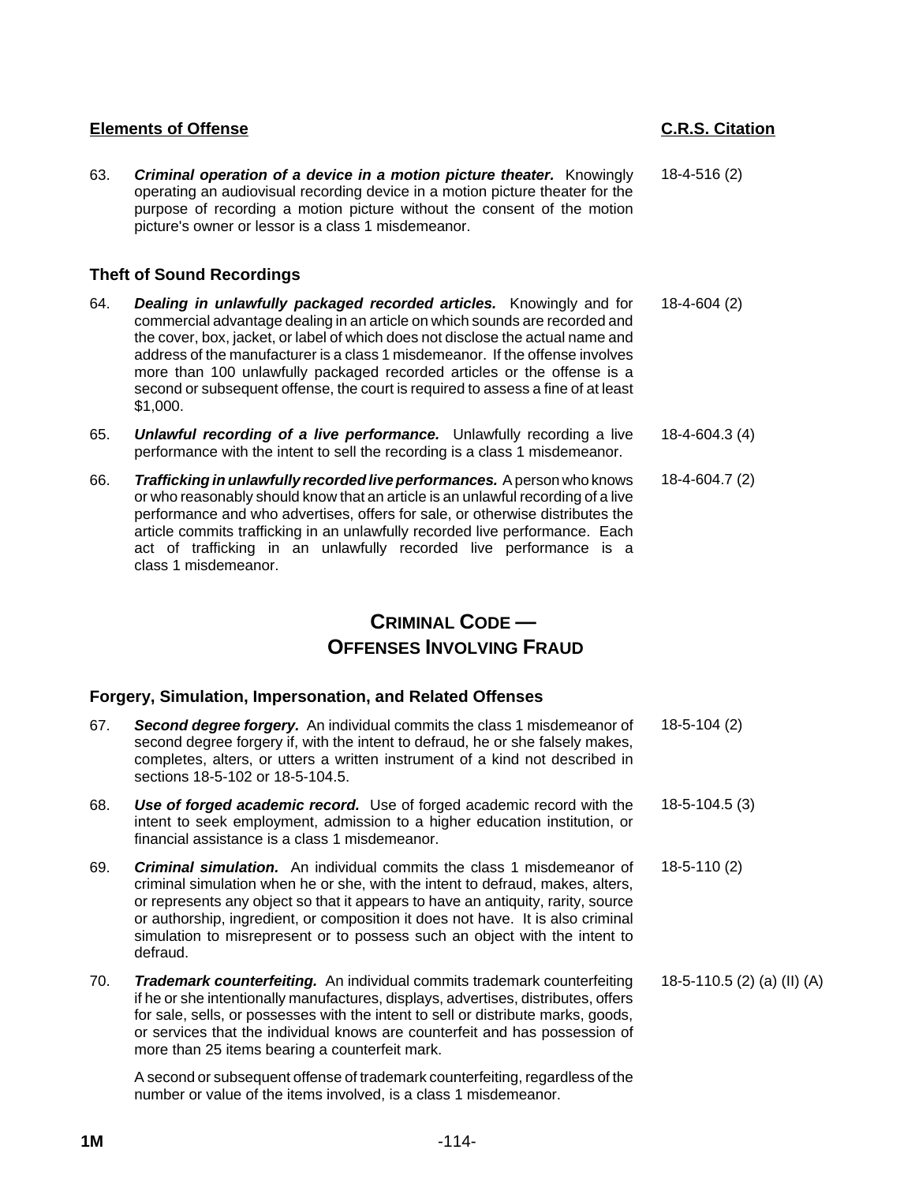| Elements of Offense | C.R.S. Citation |
|---|---|
| 63. ***Criminal operation of a device in a motion picture theater.*** Knowingly operating an audiovisual recording device in a motion picture theater for the purpose of recording a motion picture without the consent of the motion picture's owner or lessor is a class 1 misdemeanor. | 18-4-516 (2) |

### Theft of Sound Recordings

| | |
|---|---|
| 64. ***Dealing in unlawfully packaged recorded articles.*** Knowingly and for commercial advantage dealing in an article on which sounds are recorded and the cover, box, jacket, or label of which does not disclose the actual name and address of the manufacturer is a class 1 misdemeanor. If the offense involves more than 100 unlawfully packaged recorded articles or the offense is a second or subsequent offense, the court is required to assess a fine of at least $1,000. | 18-4-604 (2) |
| 65. ***Unlawful recording of a live performance.*** Unlawfully recording a live performance with the intent to sell the recording is a class 1 misdemeanor. | 18-4-604.3 (4) |
| 66. ***Trafficking in unlawfully recorded live performances.*** A person who knows or who reasonably should know that an article is an unlawful recording of a live performance and who advertises, offers for sale, or otherwise distributes the article commits trafficking in an unlawfully recorded live performance. Each act of trafficking in an unlawfully recorded live performance is a class 1 misdemeanor. | 18-4-604.7 (2) |

## CRIMINAL CODE — OFFENSES INVOLVING FRAUD

### Forgery, Simulation, Impersonation, and Related Offenses

| | |
|---|---|
| 67. ***Second degree forgery.*** An individual commits the class 1 misdemeanor of second degree forgery if, with the intent to defraud, he or she falsely makes, completes, alters, or utters a written instrument of a kind not described in sections 18-5-102 or 18-5-104.5. | 18-5-104 (2) |
| 68. ***Use of forged academic record.*** Use of forged academic record with the intent to seek employment, admission to a higher education institution, or financial assistance is a class 1 misdemeanor. | 18-5-104.5 (3) |
| 69. ***Criminal simulation.*** An individual commits the class 1 misdemeanor of criminal simulation when he or she, with the intent to defraud, makes, alters, or represents any object so that it appears to have an antiquity, rarity, source or authorship, ingredient, or composition it does not have. It is also criminal simulation to misrepresent or to possess such an object with the intent to defraud. | 18-5-110 (2) |
| 70. ***Trademark counterfeiting.*** An individual commits trademark counterfeiting if he or she intentionally manufactures, displays, advertises, distributes, offers for sale, sells, or possesses with the intent to sell or distribute marks, goods, or services that the individual knows are counterfeit and has possession of more than 25 items bearing a counterfeit mark.<br><br>A second or subsequent offense of trademark counterfeiting, regardless of the number or value of the items involved, is a class 1 misdemeanor. | 18-5-110.5 (2) (a) (II) (A) |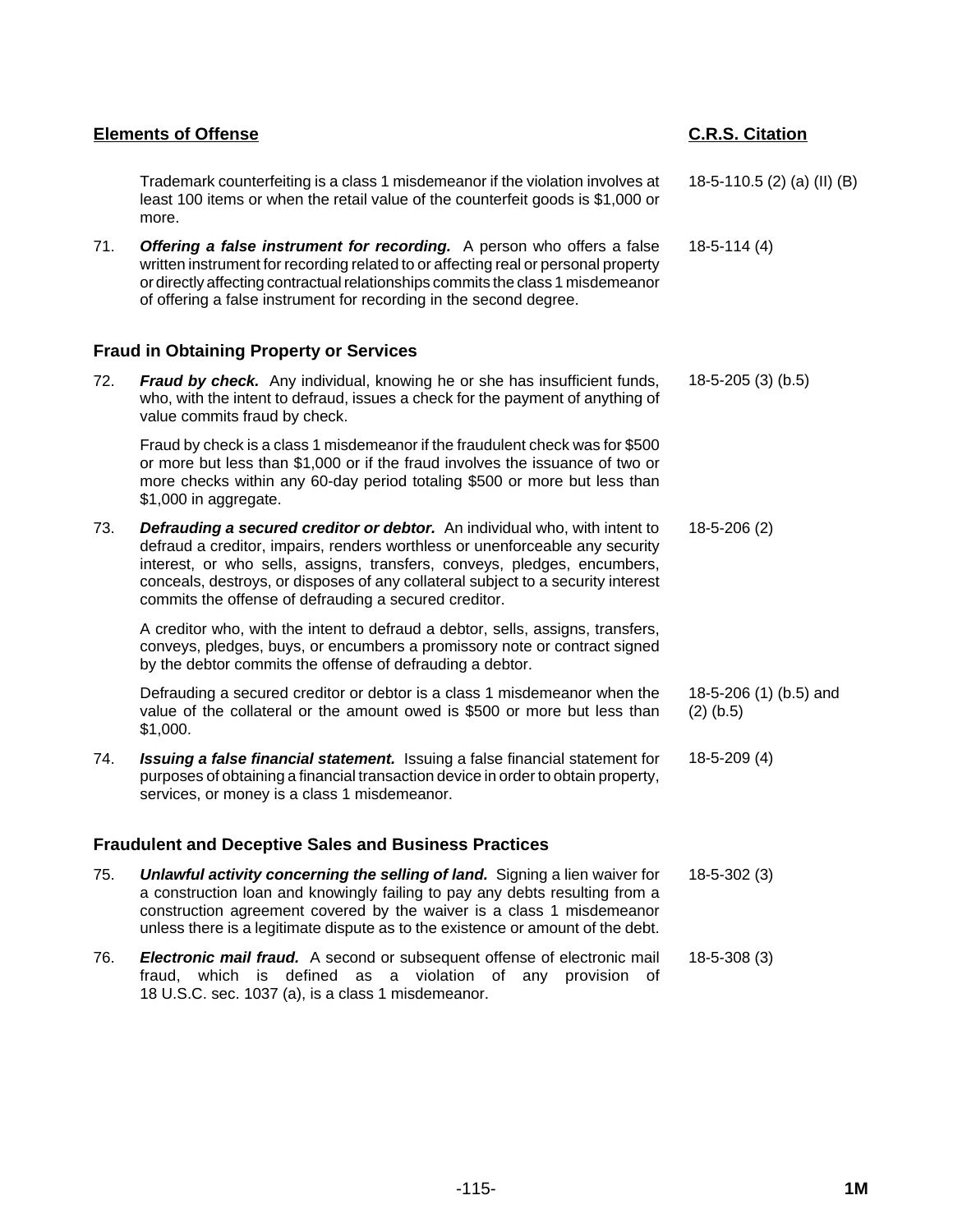| Elements of Offense | C.R.S. Citation |
| --- | --- |
| Trademark counterfeiting is a class 1 misdemeanor if the violation involves at least 100 items or when the retail value of the counterfeit goods is $1,000 or more. | 18-5-110.5 (2) (a) (II) (B) |
| 71. ***Offering a false instrument for recording.*** A person who offers a false written instrument for recording related to or affecting real or personal property or directly affecting contractual relationships commits the class 1 misdemeanor of offering a false instrument for recording in the second degree. | 18-5-114 (4) |

### Fraud in Obtaining Property or Services

| | |
| --- | --- |
| 72. ***Fraud by check.*** Any individual, knowing he or she has insufficient funds, who, with the intent to defraud, issues a check for the payment of anything of value commits fraud by check. | 18-5-205 (3) (b.5) |
| Fraud by check is a class 1 misdemeanor if the fraudulent check was for $500 or more but less than $1,000 or if the fraud involves the issuance of two or more checks within any 60-day period totaling $500 or more but less than $1,000 in aggregate. | |
| 73. ***Defrauding a secured creditor or debtor.*** An individual who, with intent to defraud a creditor, impairs, renders worthless or unenforceable any security interest, or who sells, assigns, transfers, conveys, pledges, encumbers, conceals, destroys, or disposes of any collateral subject to a security interest commits the offense of defrauding a secured creditor. | 18-5-206 (2) |
| A creditor who, with the intent to defraud a debtor, sells, assigns, transfers, conveys, pledges, buys, or encumbers a promissory note or contract signed by the debtor commits the offense of defrauding a debtor. | |
| Defrauding a secured creditor or debtor is a class 1 misdemeanor when the value of the collateral or the amount owed is $500 or more but less than $1,000. | 18-5-206 (1) (b.5) and (2) (b.5) |
| 74. ***Issuing a false financial statement.*** Issuing a false financial statement for purposes of obtaining a financial transaction device in order to obtain property, services, or money is a class 1 misdemeanor. | 18-5-209 (4) |

### Fraudulent and Deceptive Sales and Business Practices

| | |
| --- | --- |
| 75. ***Unlawful activity concerning the selling of land.*** Signing a lien waiver for a construction loan and knowingly failing to pay any debts resulting from a construction agreement covered by the waiver is a class 1 misdemeanor unless there is a legitimate dispute as to the existence or amount of the debt. | 18-5-302 (3) |
| 76. ***Electronic mail fraud.*** A second or subsequent offense of electronic mail fraud, which is defined as a violation of any provision of 18 U.S.C. sec. 1037 (a), is a class 1 misdemeanor. | 18-5-308 (3) |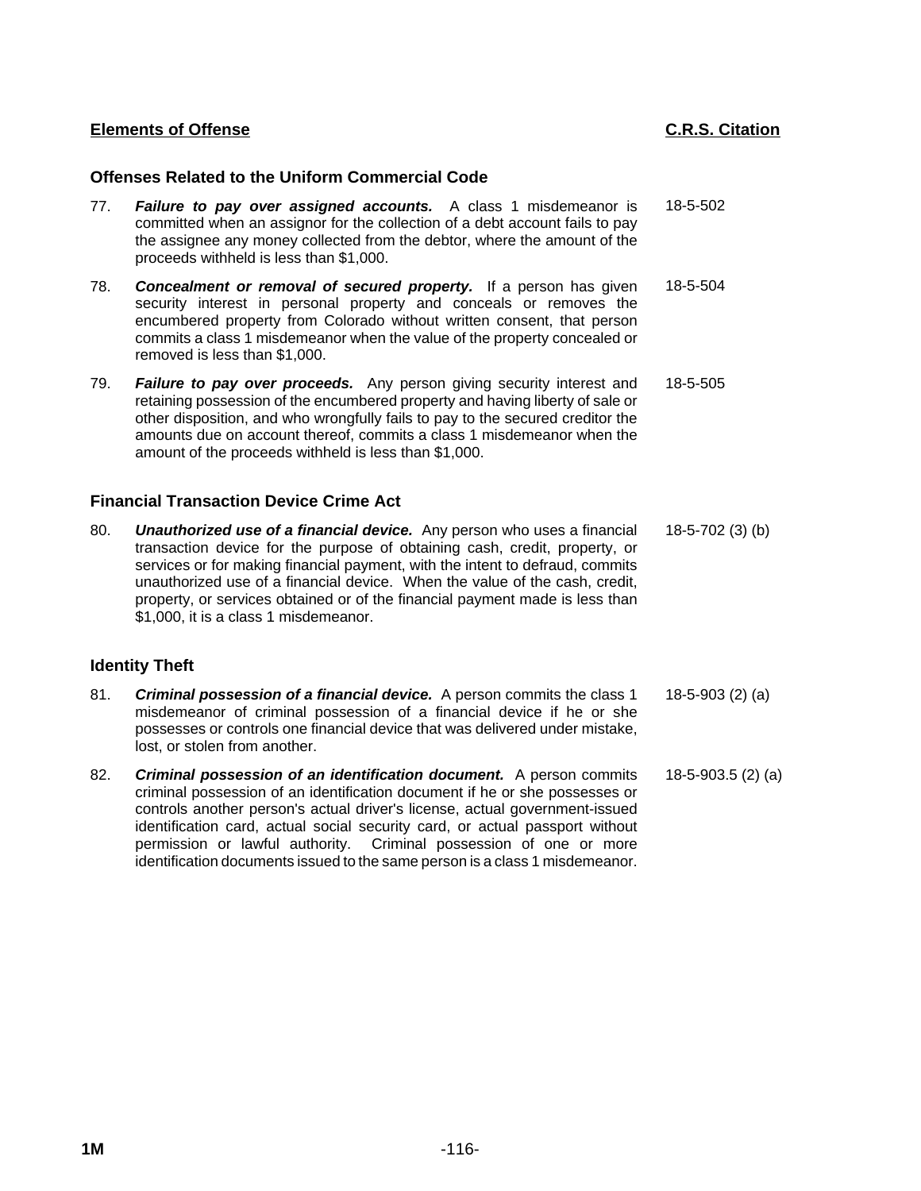| Elements of Offense | C.R.S. Citation |
|---|---|

### Offenses Related to the Uniform Commercial Code

| | | |
|---|---|---|
| 77. | ***Failure to pay over assigned accounts.*** A class 1 misdemeanor is committed when an assignor for the collection of a debt account fails to pay the assignee any money collected from the debtor, where the amount of the proceeds withheld is less than $1,000. | 18-5-502 |
| 78. | ***Concealment or removal of secured property.*** If a person has given security interest in personal property and conceals or removes the encumbered property from Colorado without written consent, that person commits a class 1 misdemeanor when the value of the property concealed or removed is less than $1,000. | 18-5-504 |
| 79. | ***Failure to pay over proceeds.*** Any person giving security interest and retaining possession of the encumbered property and having liberty of sale or other disposition, and who wrongfully fails to pay to the secured creditor the amounts due on account thereof, commits a class 1 misdemeanor when the amount of the proceeds withheld is less than $1,000. | 18-5-505 |

### Financial Transaction Device Crime Act

| | | |
|---|---|---|
| 80. | ***Unauthorized use of a financial device.*** Any person who uses a financial transaction device for the purpose of obtaining cash, credit, property, or services or for making financial payment, with the intent to defraud, commits unauthorized use of a financial device. When the value of the cash, credit, property, or services obtained or of the financial payment made is less than $1,000, it is a class 1 misdemeanor. | 18-5-702 (3) (b) |

### Identity Theft

| | | |
|---|---|---|
| 81. | ***Criminal possession of a financial device.*** A person commits the class 1 misdemeanor of criminal possession of a financial device if he or she possesses or controls one financial device that was delivered under mistake, lost, or stolen from another. | 18-5-903 (2) (a) |
| 82. | ***Criminal possession of an identification document.*** A person commits criminal possession of an identification document if he or she possesses or controls another person's actual driver's license, actual government-issued identification card, actual social security card, or actual passport without permission or lawful authority. Criminal possession of one or more identification documents issued to the same person is a class 1 misdemeanor. | 18-5-903.5 (2) (a) |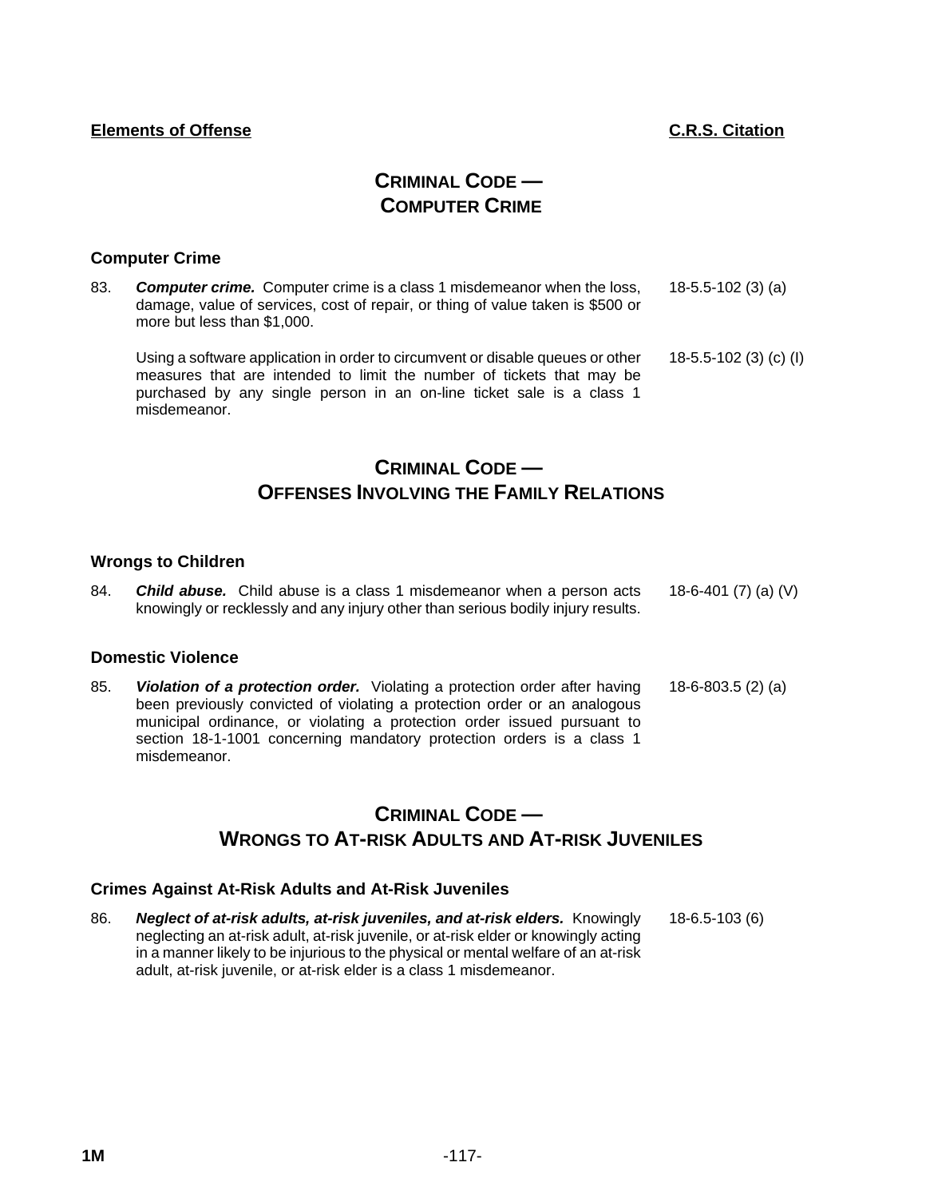**Elements of Offense** **C.R.S. Citation**

# CRIMINAL CODE — COMPUTER CRIME

### Computer Crime

83. ***Computer crime.*** Computer crime is a class 1 misdemeanor when the loss, damage, value of services, cost of repair, or thing of value taken is $500 or more but less than $1,000. — 18-5.5-102 (3) (a)

    Using a software application in order to circumvent or disable queues or other measures that are intended to limit the number of tickets that may be purchased by any single person in an on-line ticket sale is a class 1 misdemeanor. — 18-5.5-102 (3) (c) (I)

# CRIMINAL CODE — OFFENSES INVOLVING THE FAMILY RELATIONS

### Wrongs to Children

84. ***Child abuse.*** Child abuse is a class 1 misdemeanor when a person acts knowingly or recklessly and any injury other than serious bodily injury results. — 18-6-401 (7) (a) (V)

### Domestic Violence

85. ***Violation of a protection order.*** Violating a protection order after having been previously convicted of violating a protection order or an analogous municipal ordinance, or violating a protection order issued pursuant to section 18-1-1001 concerning mandatory protection orders is a class 1 misdemeanor. — 18-6-803.5 (2) (a)

# CRIMINAL CODE — WRONGS TO AT-RISK ADULTS AND AT-RISK JUVENILES

### Crimes Against At-Risk Adults and At-Risk Juveniles

86. ***Neglect of at-risk adults, at-risk juveniles, and at-risk elders.*** Knowingly neglecting an at-risk adult, at-risk juvenile, or at-risk elder or knowingly acting in a manner likely to be injurious to the physical or mental welfare of an at-risk adult, at-risk juvenile, or at-risk elder is a class 1 misdemeanor. — 18-6.5-103 (6)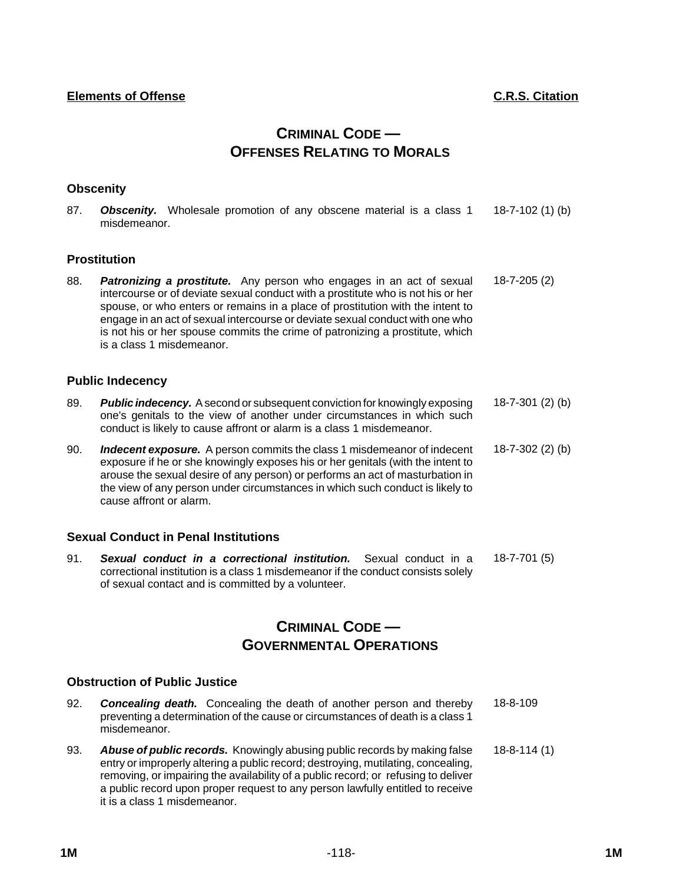**Elements of Offense** **C.R.S. Citation**

# CRIMINAL CODE — OFFENSES RELATING TO MORALS

### Obscenity

| | Elements of Offense | C.R.S. Citation |
|---|---|---|
| 87. | ***Obscenity.*** Wholesale promotion of any obscene material is a class 1 misdemeanor. | 18-7-102 (1) (b) |

### Prostitution

| | Elements of Offense | C.R.S. Citation |
|---|---|---|
| 88. | ***Patronizing a prostitute.*** Any person who engages in an act of sexual intercourse or of deviate sexual conduct with a prostitute who is not his or her spouse, or who enters or remains in a place of prostitution with the intent to engage in an act of sexual intercourse or deviate sexual conduct with one who is not his or her spouse commits the crime of patronizing a prostitute, which is a class 1 misdemeanor. | 18-7-205 (2) |

### Public Indecency

| | Elements of Offense | C.R.S. Citation |
|---|---|---|
| 89. | ***Public indecency.*** A second or subsequent conviction for knowingly exposing one's genitals to the view of another under circumstances in which such conduct is likely to cause affront or alarm is a class 1 misdemeanor. | 18-7-301 (2) (b) |
| 90. | ***Indecent exposure.*** A person commits the class 1 misdemeanor of indecent exposure if he or she knowingly exposes his or her genitals (with the intent to arouse the sexual desire of any person) or performs an act of masturbation in the view of any person under circumstances in which such conduct is likely to cause affront or alarm. | 18-7-302 (2) (b) |

### Sexual Conduct in Penal Institutions

| | Elements of Offense | C.R.S. Citation |
|---|---|---|
| 91. | ***Sexual conduct in a correctional institution.*** Sexual conduct in a correctional institution is a class 1 misdemeanor if the conduct consists solely of sexual contact and is committed by a volunteer. | 18-7-701 (5) |

# CRIMINAL CODE — GOVERNMENTAL OPERATIONS

### Obstruction of Public Justice

| | Elements of Offense | C.R.S. Citation |
|---|---|---|
| 92. | ***Concealing death.*** Concealing the death of another person and thereby preventing a determination of the cause or circumstances of death is a class 1 misdemeanor. | 18-8-109 |
| 93. | ***Abuse of public records.*** Knowingly abusing public records by making false entry or improperly altering a public record; destroying, mutilating, concealing, removing, or impairing the availability of a public record; or refusing to deliver a public record upon proper request to any person lawfully entitled to receive it is a class 1 misdemeanor. | 18-8-114 (1) |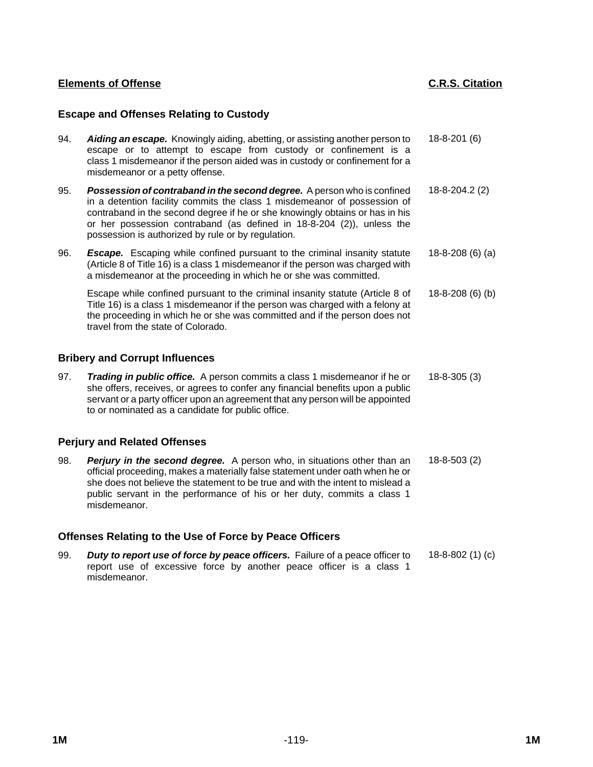| **Elements of Offense** | **C.R.S. Citation** |
|---|---|

### Escape and Offenses Relating to Custody

| | | |
|---|---|---|
| 94. | ***Aiding an escape.*** Knowingly aiding, abetting, or assisting another person to escape or to attempt to escape from custody or confinement is a class 1 misdemeanor if the person aided was in custody or confinement for a misdemeanor or a petty offense. | 18-8-201 (6) |
| 95. | ***Possession of contraband in the second degree.*** A person who is confined in a detention facility commits the class 1 misdemeanor of possession of contraband in the second degree if he or she knowingly obtains or has in his or her possession contraband (as defined in 18-8-204 (2)), unless the possession is authorized by rule or by regulation. | 18-8-204.2 (2) |
| 96. | ***Escape.*** Escaping while confined pursuant to the criminal insanity statute (Article 8 of Title 16) is a class 1 misdemeanor if the person was charged with a misdemeanor at the proceeding in which he or she was committed. | 18-8-208 (6) (a) |
| | Escape while confined pursuant to the criminal insanity statute (Article 8 of Title 16) is a class 1 misdemeanor if the person was charged with a felony at the proceeding in which he or she was committed and if the person does not travel from the state of Colorado. | 18-8-208 (6) (b) |

### Bribery and Corrupt Influences

| | | |
|---|---|---|
| 97. | ***Trading in public office.*** A person commits a class 1 misdemeanor if he or she offers, receives, or agrees to confer any financial benefits upon a public servant or a party officer upon an agreement that any person will be appointed to or nominated as a candidate for public office. | 18-8-305 (3) |

### Perjury and Related Offenses

| | | |
|---|---|---|
| 98. | ***Perjury in the second degree.*** A person who, in situations other than an official proceeding, makes a materially false statement under oath when he or she does not believe the statement to be true and with the intent to mislead a public servant in the performance of his or her duty, commits a class 1 misdemeanor. | 18-8-503 (2) |

### Offenses Relating to the Use of Force by Peace Officers

| | | |
|---|---|---|
| 99. | ***Duty to report use of force by peace officers.*** Failure of a peace officer to report use of excessive force by another peace officer is a class 1 misdemeanor. | 18-8-802 (1) (c) |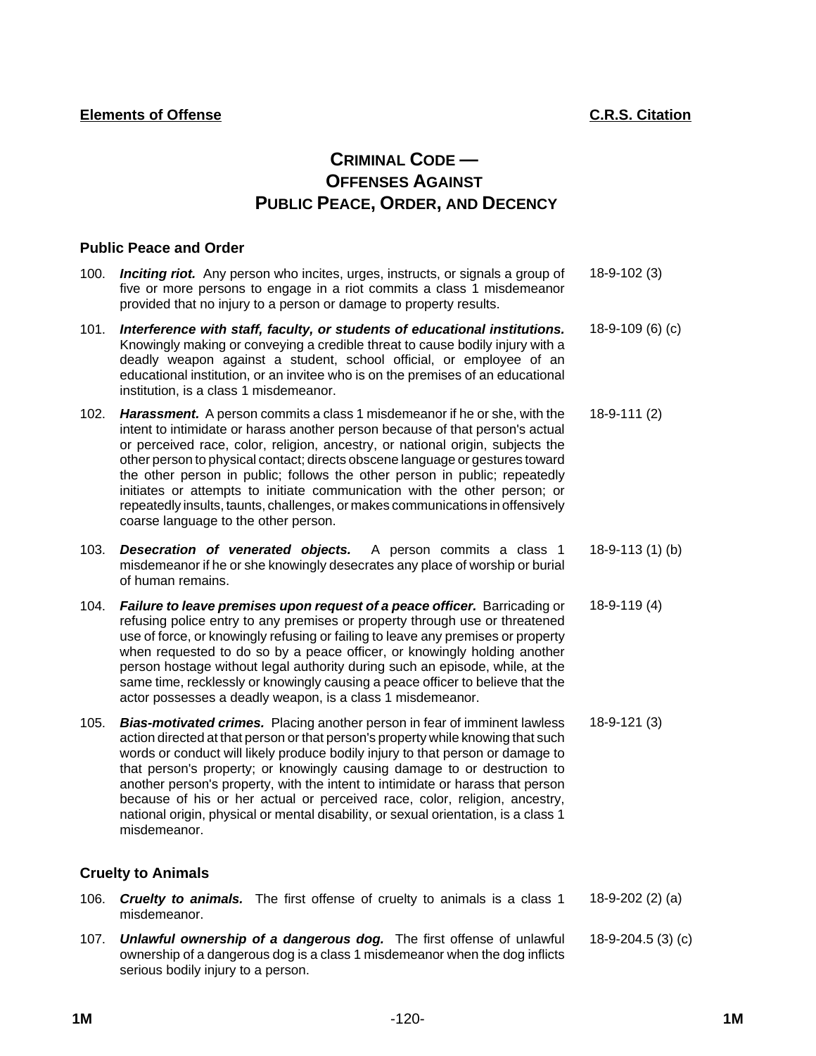**Elements of Offense** | **C.R.S. Citation**

# CRIMINAL CODE — OFFENSES AGAINST PUBLIC PEACE, ORDER, AND DECENCY

## Public Peace and Order

| No. | Elements of Offense | C.R.S. Citation |
|---|---|---|
| 100. | ***Inciting riot.*** Any person who incites, urges, instructs, or signals a group of five or more persons to engage in a riot commits a class 1 misdemeanor provided that no injury to a person or damage to property results. | 18-9-102 (3) |
| 101. | ***Interference with staff, faculty, or students of educational institutions.*** Knowingly making or conveying a credible threat to cause bodily injury with a deadly weapon against a student, school official, or employee of an educational institution, or an invitee who is on the premises of an educational institution, is a class 1 misdemeanor. | 18-9-109 (6) (c) |
| 102. | ***Harassment.*** A person commits a class 1 misdemeanor if he or she, with the intent to intimidate or harass another person because of that person's actual or perceived race, color, religion, ancestry, or national origin, subjects the other person to physical contact; directs obscene language or gestures toward the other person in public; follows the other person in public; repeatedly initiates or attempts to initiate communication with the other person; or repeatedly insults, taunts, challenges, or makes communications in offensively coarse language to the other person. | 18-9-111 (2) |
| 103. | ***Desecration of venerated objects.*** A person commits a class 1 misdemeanor if he or she knowingly desecrates any place of worship or burial of human remains. | 18-9-113 (1) (b) |
| 104. | ***Failure to leave premises upon request of a peace officer.*** Barricading or refusing police entry to any premises or property through use or threatened use of force, or knowingly refusing or failing to leave any premises or property when requested to do so by a peace officer, or knowingly holding another person hostage without legal authority during such an episode, while, at the same time, recklessly or knowingly causing a peace officer to believe that the actor possesses a deadly weapon, is a class 1 misdemeanor. | 18-9-119 (4) |
| 105. | ***Bias-motivated crimes.*** Placing another person in fear of imminent lawless action directed at that person or that person's property while knowing that such words or conduct will likely produce bodily injury to that person or damage to that person's property; or knowingly causing damage to or destruction to another person's property, with the intent to intimidate or harass that person because of his or her actual or perceived race, color, religion, ancestry, national origin, physical or mental disability, or sexual orientation, is a class 1 misdemeanor. | 18-9-121 (3) |

## Cruelty to Animals

| No. | Elements of Offense | C.R.S. Citation |
|---|---|---|
| 106. | ***Cruelty to animals.*** The first offense of cruelty to animals is a class 1 misdemeanor. | 18-9-202 (2) (a) |
| 107. | ***Unlawful ownership of a dangerous dog.*** The first offense of unlawful ownership of a dangerous dog is a class 1 misdemeanor when the dog inflicts serious bodily injury to a person. | 18-9-204.5 (3) (c) |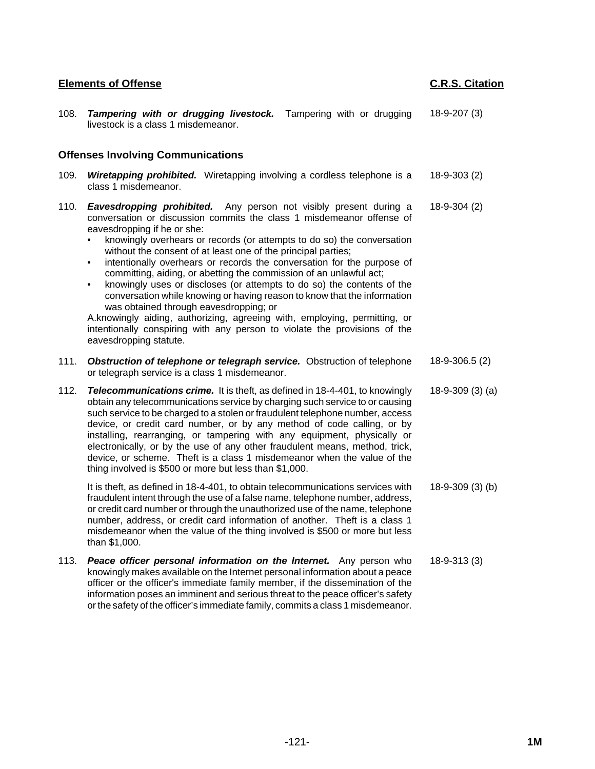| Elements of Offense | C.R.S. Citation |
|---|---|
| 108. ***Tampering with or drugging livestock.*** Tampering with or drugging livestock is a class 1 misdemeanor. | 18-9-207 (3) |

### Offenses Involving Communications

| | |
|---|---|
| 109. ***Wiretapping prohibited.*** Wiretapping involving a cordless telephone is a class 1 misdemeanor. | 18-9-303 (2) |
| 110. ***Eavesdropping prohibited.*** Any person not visibly present during a conversation or discussion commits the class 1 misdemeanor offense of eavesdropping if he or she: • knowingly overhears or records (or attempts to do so) the conversation without the consent of at least one of the principal parties; • intentionally overhears or records the conversation for the purpose of committing, aiding, or abetting the commission of an unlawful act; • knowingly uses or discloses (or attempts to do so) the contents of the conversation while knowing or having reason to know that the information was obtained through eavesdropping; or A.knowingly aiding, authorizing, agreeing with, employing, permitting, or intentionally conspiring with any person to violate the provisions of the eavesdropping statute. | 18-9-304 (2) |
| 111. ***Obstruction of telephone or telegraph service.*** Obstruction of telephone or telegraph service is a class 1 misdemeanor. | 18-9-306.5 (2) |
| 112. ***Telecommunications crime.*** It is theft, as defined in 18-4-401, to knowingly obtain any telecommunications service by charging such service to or causing such service to be charged to a stolen or fraudulent telephone number, access device, or credit card number, or by any method of code calling, or by installing, rearranging, or tampering with any equipment, physically or electronically, or by the use of any other fraudulent means, method, trick, device, or scheme. Theft is a class 1 misdemeanor when the value of the thing involved is $500 or more but less than $1,000. | 18-9-309 (3) (a) |
| It is theft, as defined in 18-4-401, to obtain telecommunications services with fraudulent intent through the use of a false name, telephone number, address, or credit card number or through the unauthorized use of the name, telephone number, address, or credit card information of another. Theft is a class 1 misdemeanor when the value of the thing involved is $500 or more but less than $1,000. | 18-9-309 (3) (b) |
| 113. ***Peace officer personal information on the Internet.*** Any person who knowingly makes available on the Internet personal information about a peace officer or the officer's immediate family member, if the dissemination of the information poses an imminent and serious threat to the peace officer's safety or the safety of the officer's immediate family, commits a class 1 misdemeanor. | 18-9-313 (3) |

1M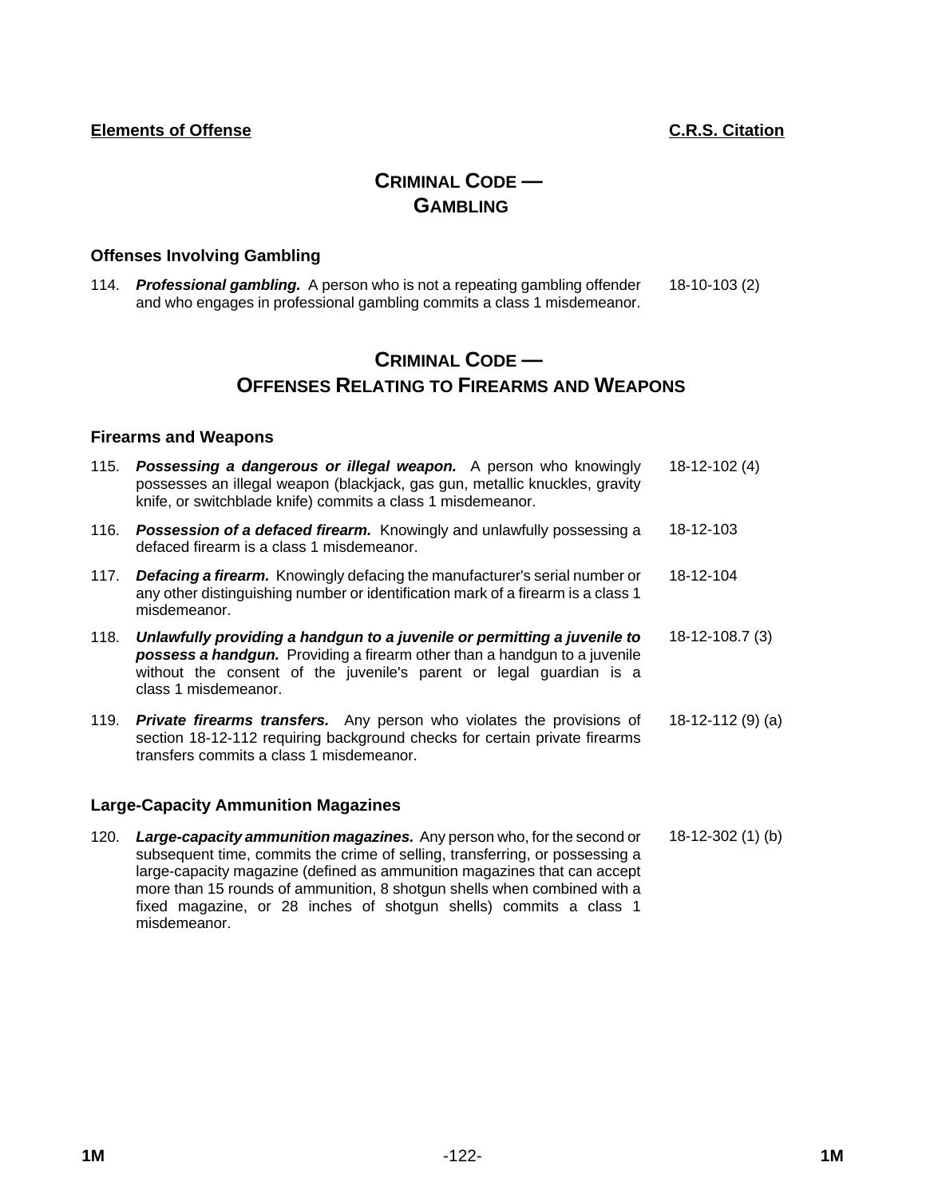**Elements of Offense** | **C.R.S. Citation**

# CRIMINAL CODE — GAMBLING

### Offenses Involving Gambling

| | Elements of Offense | C.R.S. Citation |
|---|---|---|
| 114. | ***Professional gambling.*** A person who is not a repeating gambling offender and who engages in professional gambling commits a class 1 misdemeanor. | 18-10-103 (2) |

# CRIMINAL CODE — OFFENSES RELATING TO FIREARMS AND WEAPONS

### Firearms and Weapons

| | Elements of Offense | C.R.S. Citation |
|---|---|---|
| 115. | ***Possessing a dangerous or illegal weapon.*** A person who knowingly possesses an illegal weapon (blackjack, gas gun, metallic knuckles, gravity knife, or switchblade knife) commits a class 1 misdemeanor. | 18-12-102 (4) |
| 116. | ***Possession of a defaced firearm.*** Knowingly and unlawfully possessing a defaced firearm is a class 1 misdemeanor. | 18-12-103 |
| 117. | ***Defacing a firearm.*** Knowingly defacing the manufacturer's serial number or any other distinguishing number or identification mark of a firearm is a class 1 misdemeanor. | 18-12-104 |
| 118. | ***Unlawfully providing a handgun to a juvenile or permitting a juvenile to possess a handgun.*** Providing a firearm other than a handgun to a juvenile without the consent of the juvenile's parent or legal guardian is a class 1 misdemeanor. | 18-12-108.7 (3) |
| 119. | ***Private firearms transfers.*** Any person who violates the provisions of section 18-12-112 requiring background checks for certain private firearms transfers commits a class 1 misdemeanor. | 18-12-112 (9) (a) |

### Large-Capacity Ammunition Magazines

| | Elements of Offense | C.R.S. Citation |
|---|---|---|
| 120. | ***Large-capacity ammunition magazines.*** Any person who, for the second or subsequent time, commits the crime of selling, transferring, or possessing a large-capacity magazine (defined as ammunition magazines that can accept more than 15 rounds of ammunition, 8 shotgun shells when combined with a fixed magazine, or 28 inches of shotgun shells) commits a class 1 misdemeanor. | 18-12-302 (1) (b) |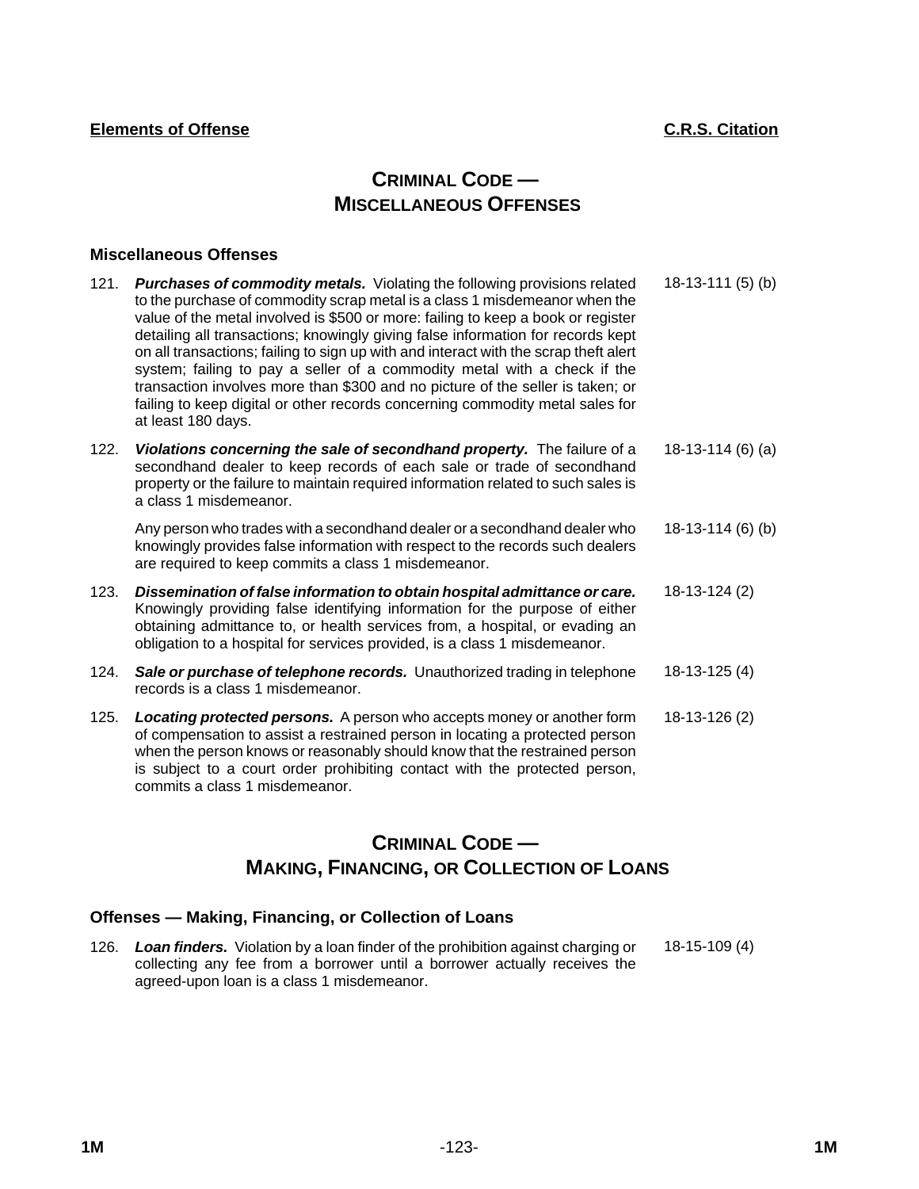**Elements of Offense** | **C.R.S. Citation**

# CRIMINAL CODE — MISCELLANEOUS OFFENSES

### Miscellaneous Offenses

| | Elements of Offense | C.R.S. Citation |
|---|---|---|
| 121. | ***Purchases of commodity metals.*** Violating the following provisions related to the purchase of commodity scrap metal is a class 1 misdemeanor when the value of the metal involved is $500 or more: failing to keep a book or register detailing all transactions; knowingly giving false information for records kept on all transactions; failing to sign up with and interact with the scrap theft alert system; failing to pay a seller of a commodity metal with a check if the transaction involves more than $300 and no picture of the seller is taken; or failing to keep digital or other records concerning commodity metal sales for at least 180 days. | 18-13-111 (5) (b) |
| 122. | ***Violations concerning the sale of secondhand property.*** The failure of a secondhand dealer to keep records of each sale or trade of secondhand property or the failure to maintain required information related to such sales is a class 1 misdemeanor. | 18-13-114 (6) (a) |
| | Any person who trades with a secondhand dealer or a secondhand dealer who knowingly provides false information with respect to the records such dealers are required to keep commits a class 1 misdemeanor. | 18-13-114 (6) (b) |
| 123. | ***Dissemination of false information to obtain hospital admittance or care.*** Knowingly providing false identifying information for the purpose of either obtaining admittance to, or health services from, a hospital, or evading an obligation to a hospital for services provided, is a class 1 misdemeanor. | 18-13-124 (2) |
| 124. | ***Sale or purchase of telephone records.*** Unauthorized trading in telephone records is a class 1 misdemeanor. | 18-13-125 (4) |
| 125. | ***Locating protected persons.*** A person who accepts money or another form of compensation to assist a restrained person in locating a protected person when the person knows or reasonably should know that the restrained person is subject to a court order prohibiting contact with the protected person, commits a class 1 misdemeanor. | 18-13-126 (2) |

# CRIMINAL CODE — MAKING, FINANCING, OR COLLECTION OF LOANS

### Offenses — Making, Financing, or Collection of Loans

| | Elements of Offense | C.R.S. Citation |
|---|---|---|
| 126. | ***Loan finders.*** Violation by a loan finder of the prohibition against charging or collecting any fee from a borrower until a borrower actually receives the agreed-upon loan is a class 1 misdemeanor. | 18-15-109 (4) |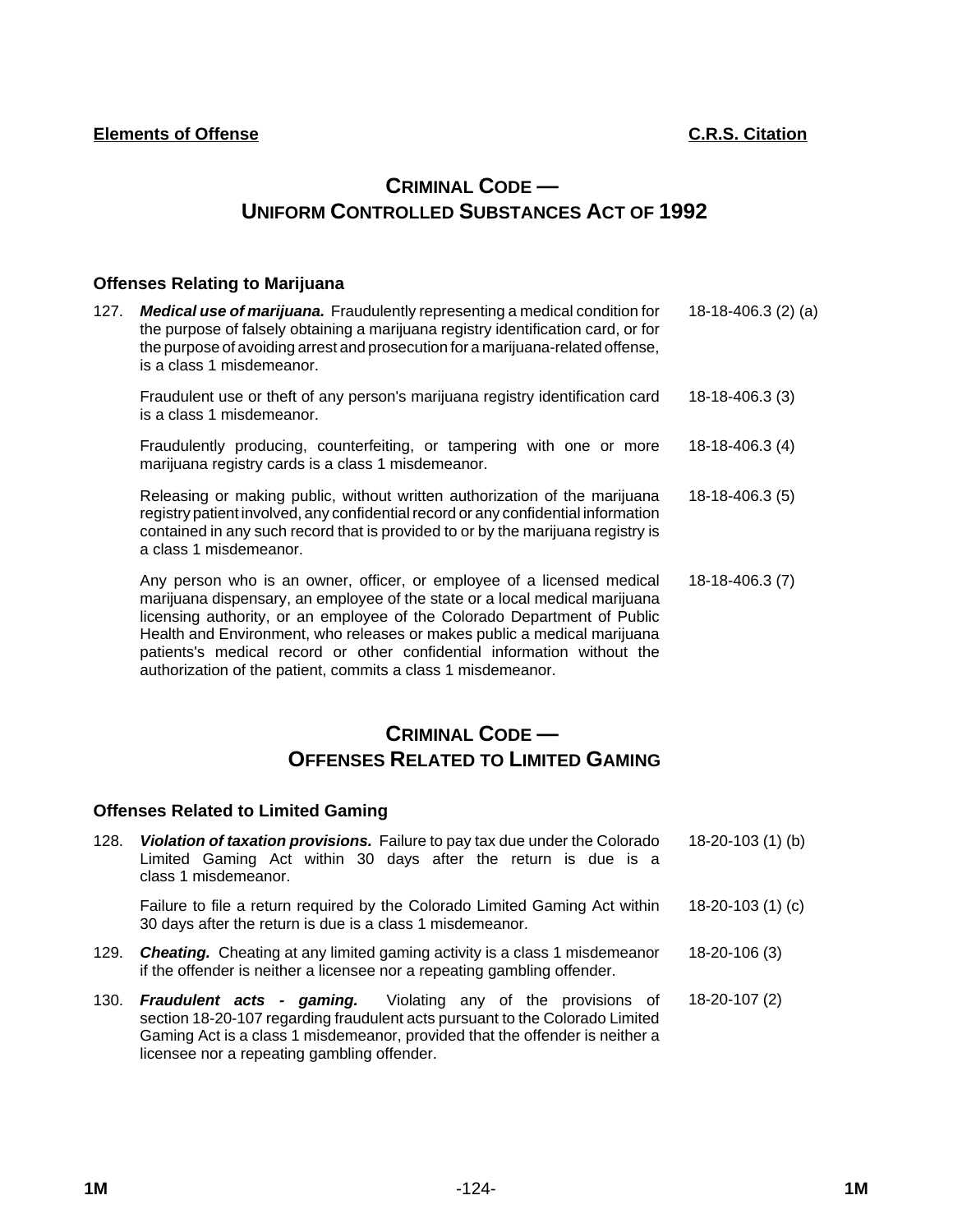**Elements of Offense** | **C.R.S. Citation**

# CRIMINAL CODE — UNIFORM CONTROLLED SUBSTANCES ACT OF 1992

### Offenses Relating to Marijuana

127. ***Medical use of marijuana.*** Fraudulently representing a medical condition for the purpose of falsely obtaining a marijuana registry identification card, or for the purpose of avoiding arrest and prosecution for a marijuana-related offense, is a class 1 misdemeanor. — 18-18-406.3 (2) (a)

    Fraudulent use or theft of any person's marijuana registry identification card is a class 1 misdemeanor. — 18-18-406.3 (3)

    Fraudulently producing, counterfeiting, or tampering with one or more marijuana registry cards is a class 1 misdemeanor. — 18-18-406.3 (4)

    Releasing or making public, without written authorization of the marijuana registry patient involved, any confidential record or any confidential information contained in any such record that is provided to or by the marijuana registry is a class 1 misdemeanor. — 18-18-406.3 (5)

    Any person who is an owner, officer, or employee of a licensed medical marijuana dispensary, an employee of the state or a local medical marijuana licensing authority, or an employee of the Colorado Department of Public Health and Environment, who releases or makes public a medical marijuana patients's medical record or other confidential information without the authorization of the patient, commits a class 1 misdemeanor. — 18-18-406.3 (7)

# CRIMINAL CODE — OFFENSES RELATED TO LIMITED GAMING

### Offenses Related to Limited Gaming

128. ***Violation of taxation provisions.*** Failure to pay tax due under the Colorado Limited Gaming Act within 30 days after the return is due is a class 1 misdemeanor. — 18-20-103 (1) (b)

    Failure to file a return required by the Colorado Limited Gaming Act within 30 days after the return is due is a class 1 misdemeanor. — 18-20-103 (1) (c)

129. ***Cheating.*** Cheating at any limited gaming activity is a class 1 misdemeanor if the offender is neither a licensee nor a repeating gambling offender. — 18-20-106 (3)

130. ***Fraudulent acts - gaming.*** Violating any of the provisions of section 18-20-107 regarding fraudulent acts pursuant to the Colorado Limited Gaming Act is a class 1 misdemeanor, provided that the offender is neither a licensee nor a repeating gambling offender. — 18-20-107 (2)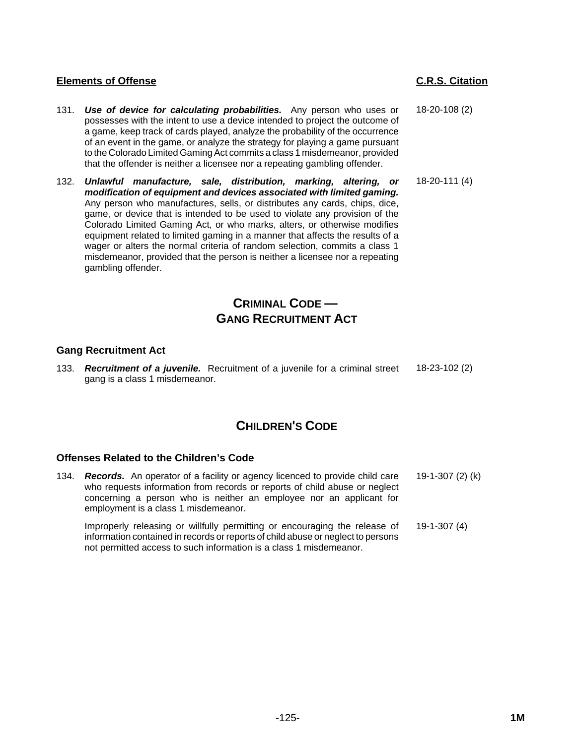| Elements of Offense | C.R.S. Citation |
|---|---|
| 131. ***Use of device for calculating probabilities.*** Any person who uses or possesses with the intent to use a device intended to project the outcome of a game, keep track of cards played, analyze the probability of the occurrence of an event in the game, or analyze the strategy for playing a game pursuant to the Colorado Limited Gaming Act commits a class 1 misdemeanor, provided that the offender is neither a licensee nor a repeating gambling offender. | 18-20-108 (2) |
| 132. ***Unlawful manufacture, sale, distribution, marking, altering, or modification of equipment and devices associated with limited gaming.*** Any person who manufactures, sells, or distributes any cards, chips, dice, game, or device that is intended to be used to violate any provision of the Colorado Limited Gaming Act, or who marks, alters, or otherwise modifies equipment related to limited gaming in a manner that affects the results of a wager or alters the normal criteria of random selection, commits a class 1 misdemeanor, provided that the person is neither a licensee nor a repeating gambling offender. | 18-20-111 (4) |

## CRIMINAL CODE — GANG RECRUITMENT ACT

### Gang Recruitment Act

| | |
|---|---|
| 133. ***Recruitment of a juvenile.*** Recruitment of a juvenile for a criminal street gang is a class 1 misdemeanor. | 18-23-102 (2) |

## CHILDREN'S CODE

### Offenses Related to the Children's Code

| | |
|---|---|
| 134. ***Records.*** An operator of a facility or agency licenced to provide child care who requests information from records or reports of child abuse or neglect concerning a person who is neither an employee nor an applicant for employment is a class 1 misdemeanor. | 19-1-307 (2) (k) |
| Improperly releasing or willfully permitting or encouraging the release of information contained in records or reports of child abuse or neglect to persons not permitted access to such information is a class 1 misdemeanor. | 19-1-307 (4) |

1M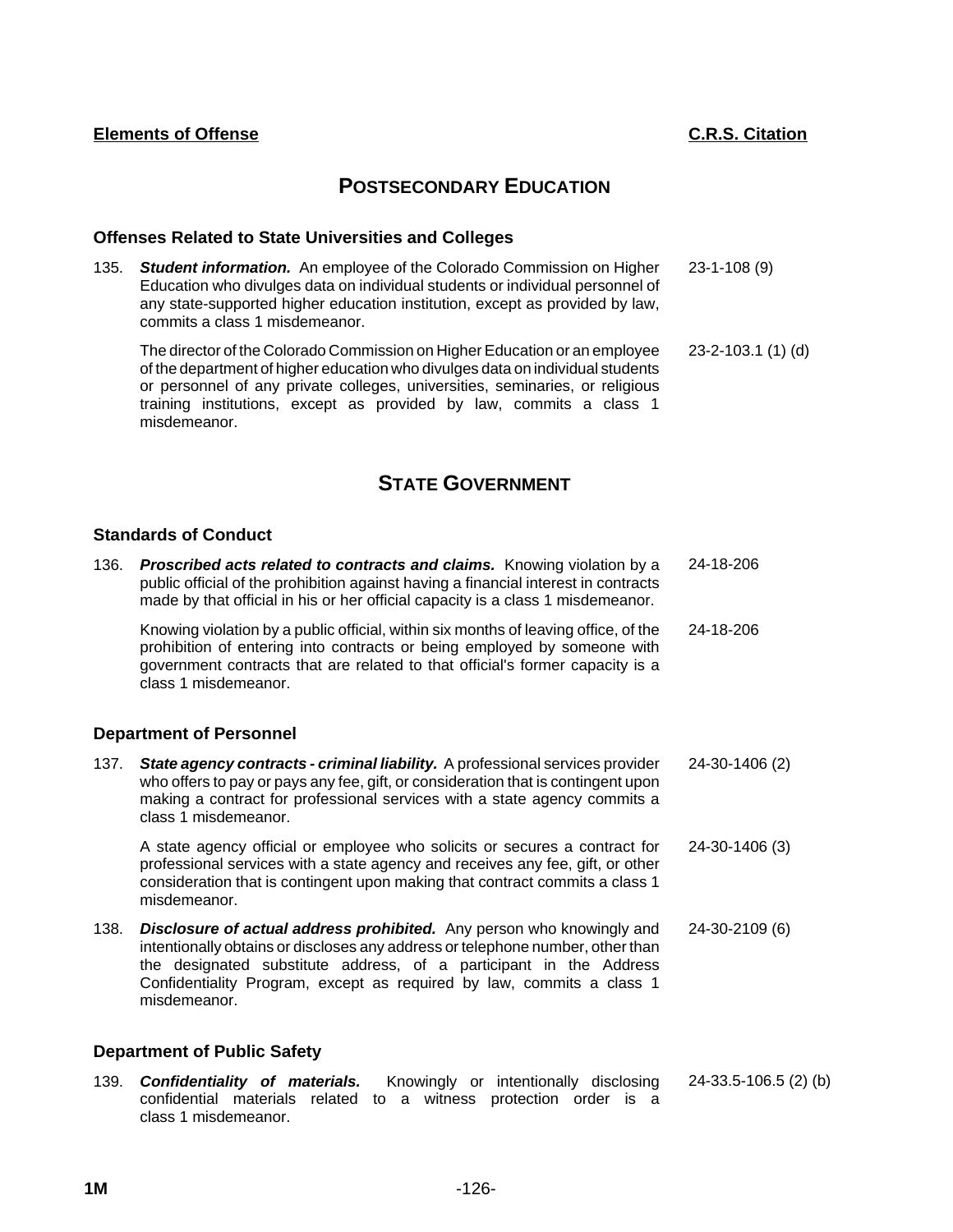**Elements of Offense** | **C.R.S. Citation**

## POSTSECONDARY EDUCATION

### Offenses Related to State Universities and Colleges

135. ***Student information.*** An employee of the Colorado Commission on Higher Education who divulges data on individual students or individual personnel of any state-supported higher education institution, except as provided by law, commits a class 1 misdemeanor. — 23-1-108 (9)

 The director of the Colorado Commission on Higher Education or an employee of the department of higher education who divulges data on individual students or personnel of any private colleges, universities, seminaries, or religious training institutions, except as provided by law, commits a class 1 misdemeanor. — 23-2-103.1 (1) (d)

## STATE GOVERNMENT

### Standards of Conduct

136. ***Proscribed acts related to contracts and claims.*** Knowing violation by a public official of the prohibition against having a financial interest in contracts made by that official in his or her official capacity is a class 1 misdemeanor. — 24-18-206

 Knowing violation by a public official, within six months of leaving office, of the prohibition of entering into contracts or being employed by someone with government contracts that are related to that official's former capacity is a class 1 misdemeanor. — 24-18-206

### Department of Personnel

137. ***State agency contracts - criminal liability.*** A professional services provider who offers to pay or pays any fee, gift, or consideration that is contingent upon making a contract for professional services with a state agency commits a class 1 misdemeanor. — 24-30-1406 (2)

 A state agency official or employee who solicits or secures a contract for professional services with a state agency and receives any fee, gift, or other consideration that is contingent upon making that contract commits a class 1 misdemeanor. — 24-30-1406 (3)

138. ***Disclosure of actual address prohibited.*** Any person who knowingly and intentionally obtains or discloses any address or telephone number, other than the designated substitute address, of a participant in the Address Confidentiality Program, except as required by law, commits a class 1 misdemeanor. — 24-30-2109 (6)

### Department of Public Safety

139. ***Confidentiality of materials.*** Knowingly or intentionally disclosing confidential materials related to a witness protection order is a class 1 misdemeanor. — 24-33.5-106.5 (2) (b)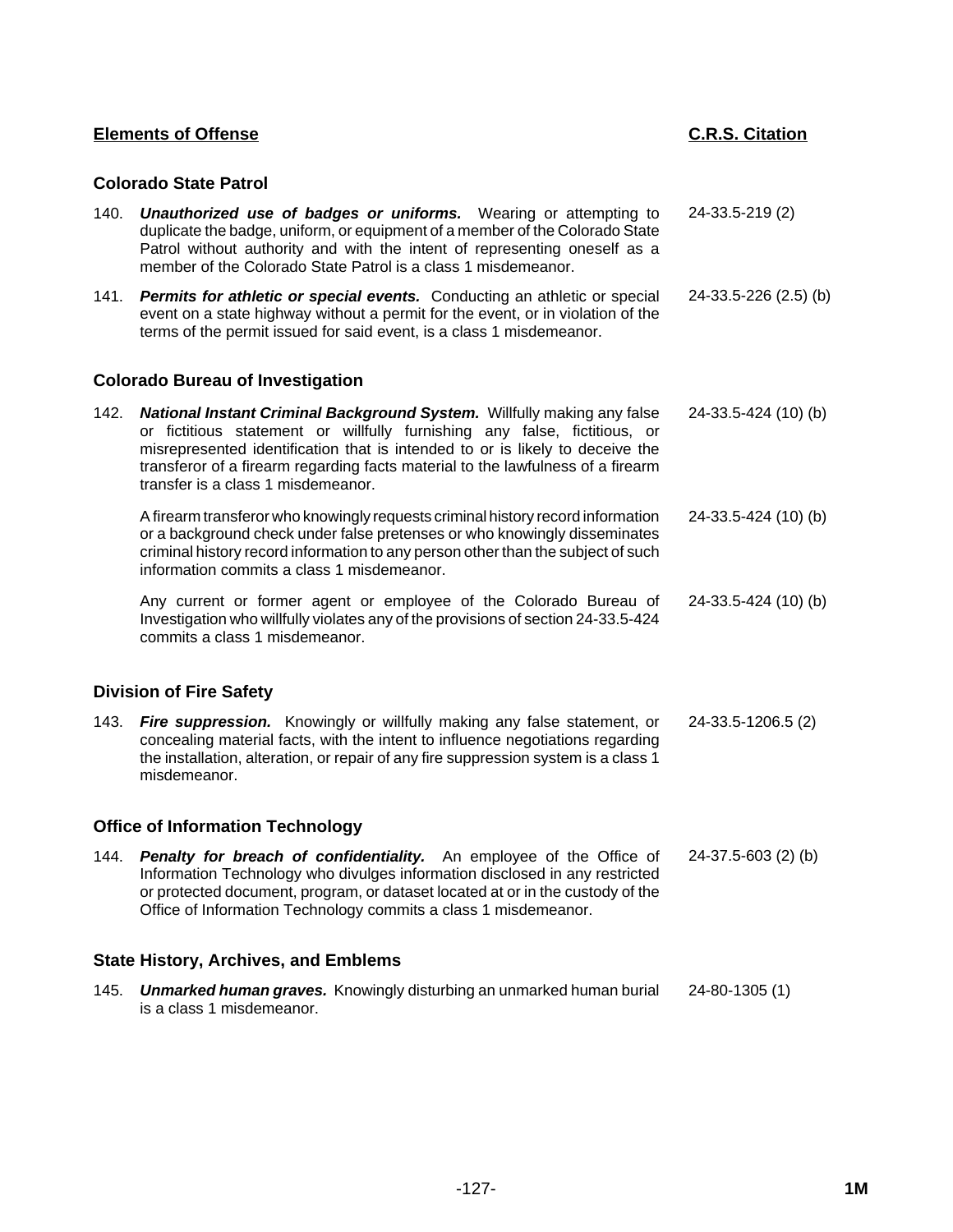| **Elements of Offense** | **C.R.S. Citation** |
|---|---|

### Colorado State Patrol

| | |
|---|---|
| 140. ***Unauthorized use of badges or uniforms.*** Wearing or attempting to duplicate the badge, uniform, or equipment of a member of the Colorado State Patrol without authority and with the intent of representing oneself as a member of the Colorado State Patrol is a class 1 misdemeanor. | 24-33.5-219 (2) |
| 141. ***Permits for athletic or special events.*** Conducting an athletic or special event on a state highway without a permit for the event, or in violation of the terms of the permit issued for said event, is a class 1 misdemeanor. | 24-33.5-226 (2.5) (b) |

### Colorado Bureau of Investigation

| | |
|---|---|
| 142. ***National Instant Criminal Background System.*** Willfully making any false or fictitious statement or willfully furnishing any false, fictitious, or misrepresented identification that is intended to or is likely to deceive the transferor of a firearm regarding facts material to the lawfulness of a firearm transfer is a class 1 misdemeanor. | 24-33.5-424 (10) (b) |
| A firearm transferor who knowingly requests criminal history record information or a background check under false pretenses or who knowingly disseminates criminal history record information to any person other than the subject of such information commits a class 1 misdemeanor. | 24-33.5-424 (10) (b) |
| Any current or former agent or employee of the Colorado Bureau of Investigation who willfully violates any of the provisions of section 24-33.5-424 commits a class 1 misdemeanor. | 24-33.5-424 (10) (b) |

### Division of Fire Safety

| | |
|---|---|
| 143. ***Fire suppression.*** Knowingly or willfully making any false statement, or concealing material facts, with the intent to influence negotiations regarding the installation, alteration, or repair of any fire suppression system is a class 1 misdemeanor. | 24-33.5-1206.5 (2) |

### Office of Information Technology

| | |
|---|---|
| 144. ***Penalty for breach of confidentiality.*** An employee of the Office of Information Technology who divulges information disclosed in any restricted or protected document, program, or dataset located at or in the custody of the Office of Information Technology commits a class 1 misdemeanor. | 24-37.5-603 (2) (b) |

### State History, Archives, and Emblems

| | |
|---|---|
| 145. ***Unmarked human graves.*** Knowingly disturbing an unmarked human burial is a class 1 misdemeanor. | 24-80-1305 (1) |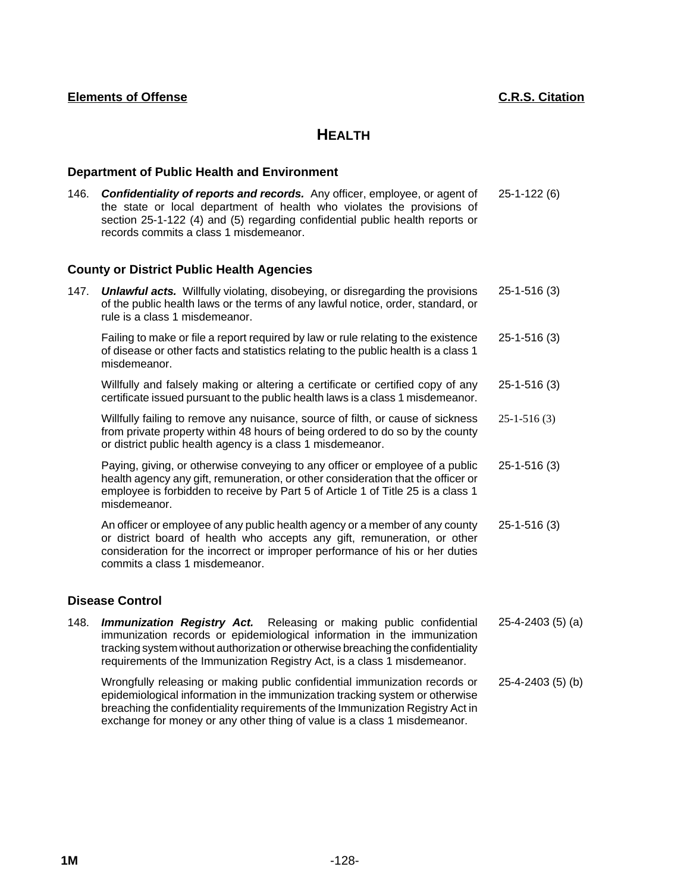**Elements of Offense** | **C.R.S. Citation**

# HEALTH

### Department of Public Health and Environment

146. ***Confidentiality of reports and records.*** Any officer, employee, or agent of the state or local department of health who violates the provisions of section 25-1-122 (4) and (5) regarding confidential public health reports or records commits a class 1 misdemeanor. — 25-1-122 (6)

### County or District Public Health Agencies

147. ***Unlawful acts.*** Willfully violating, disobeying, or disregarding the provisions of the public health laws or the terms of any lawful notice, order, standard, or rule is a class 1 misdemeanor. — 25-1-516 (3)

   Failing to make or file a report required by law or rule relating to the existence of disease or other facts and statistics relating to the public health is a class 1 misdemeanor. — 25-1-516 (3)

   Willfully and falsely making or altering a certificate or certified copy of any certificate issued pursuant to the public health laws is a class 1 misdemeanor. — 25-1-516 (3)

   Willfully failing to remove any nuisance, source of filth, or cause of sickness from private property within 48 hours of being ordered to do so by the county or district public health agency is a class 1 misdemeanor. — 25-1-516 (3)

   Paying, giving, or otherwise conveying to any officer or employee of a public health agency any gift, remuneration, or other consideration that the officer or employee is forbidden to receive by Part 5 of Article 1 of Title 25 is a class 1 misdemeanor. — 25-1-516 (3)

   An officer or employee of any public health agency or a member of any county or district board of health who accepts any gift, remuneration, or other consideration for the incorrect or improper performance of his or her duties commits a class 1 misdemeanor. — 25-1-516 (3)

### Disease Control

148. ***Immunization Registry Act.*** Releasing or making public confidential immunization records or epidemiological information in the immunization tracking system without authorization or otherwise breaching the confidentiality requirements of the Immunization Registry Act, is a class 1 misdemeanor. — 25-4-2403 (5) (a)

   Wrongfully releasing or making public confidential immunization records or epidemiological information in the immunization tracking system or otherwise breaching the confidentiality requirements of the Immunization Registry Act in exchange for money or any other thing of value is a class 1 misdemeanor. — 25-4-2403 (5) (b)

1M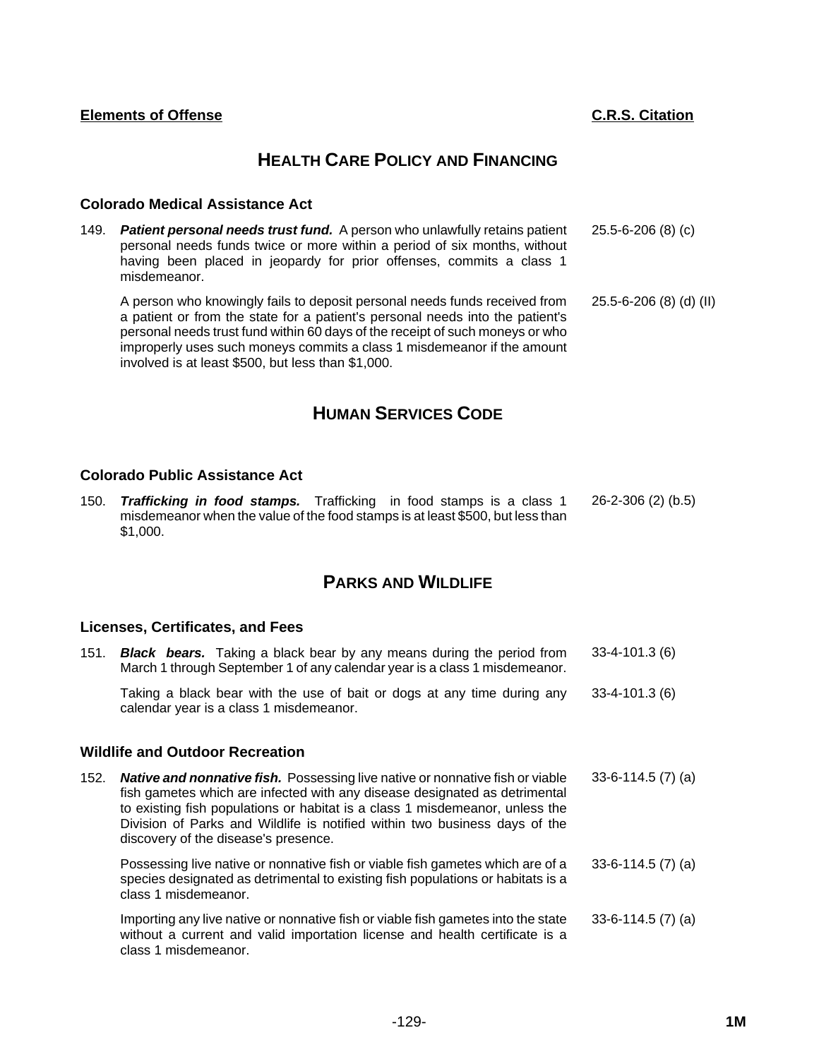| Elements of Offense | C.R.S. Citation |
|---|---|

## HEALTH CARE POLICY AND FINANCING

### Colorado Medical Assistance Act

| Elements of Offense | C.R.S. Citation |
|---|---|
| 149. ***Patient personal needs trust fund.*** A person who unlawfully retains patient personal needs funds twice or more within a period of six months, without having been placed in jeopardy for prior offenses, commits a class 1 misdemeanor. | 25.5-6-206 (8) (c) |
| A person who knowingly fails to deposit personal needs funds received from a patient or from the state for a patient's personal needs into the patient's personal needs trust fund within 60 days of the receipt of such moneys or who improperly uses such moneys commits a class 1 misdemeanor if the amount involved is at least $500, but less than $1,000. | 25.5-6-206 (8) (d) (II) |

## HUMAN SERVICES CODE

### Colorado Public Assistance Act

| Elements of Offense | C.R.S. Citation |
|---|---|
| 150. ***Trafficking in food stamps.*** Trafficking in food stamps is a class 1 misdemeanor when the value of the food stamps is at least $500, but less than $1,000. | 26-2-306 (2) (b.5) |

## PARKS AND WILDLIFE

### Licenses, Certificates, and Fees

| Elements of Offense | C.R.S. Citation |
|---|---|
| 151. ***Black bears.*** Taking a black bear by any means during the period from March 1 through September 1 of any calendar year is a class 1 misdemeanor. | 33-4-101.3 (6) |
| Taking a black bear with the use of bait or dogs at any time during any calendar year is a class 1 misdemeanor. | 33-4-101.3 (6) |

### Wildlife and Outdoor Recreation

| Elements of Offense | C.R.S. Citation |
|---|---|
| 152. ***Native and nonnative fish.*** Possessing live native or nonnative fish or viable fish gametes which are infected with any disease designated as detrimental to existing fish populations or habitat is a class 1 misdemeanor, unless the Division of Parks and Wildlife is notified within two business days of the discovery of the disease's presence. | 33-6-114.5 (7) (a) |
| Possessing live native or nonnative fish or viable fish gametes which are of a species designated as detrimental to existing fish populations or habitats is a class 1 misdemeanor. | 33-6-114.5 (7) (a) |
| Importing any live native or nonnative fish or viable fish gametes into the state without a current and valid importation license and health certificate is a class 1 misdemeanor. | 33-6-114.5 (7) (a) |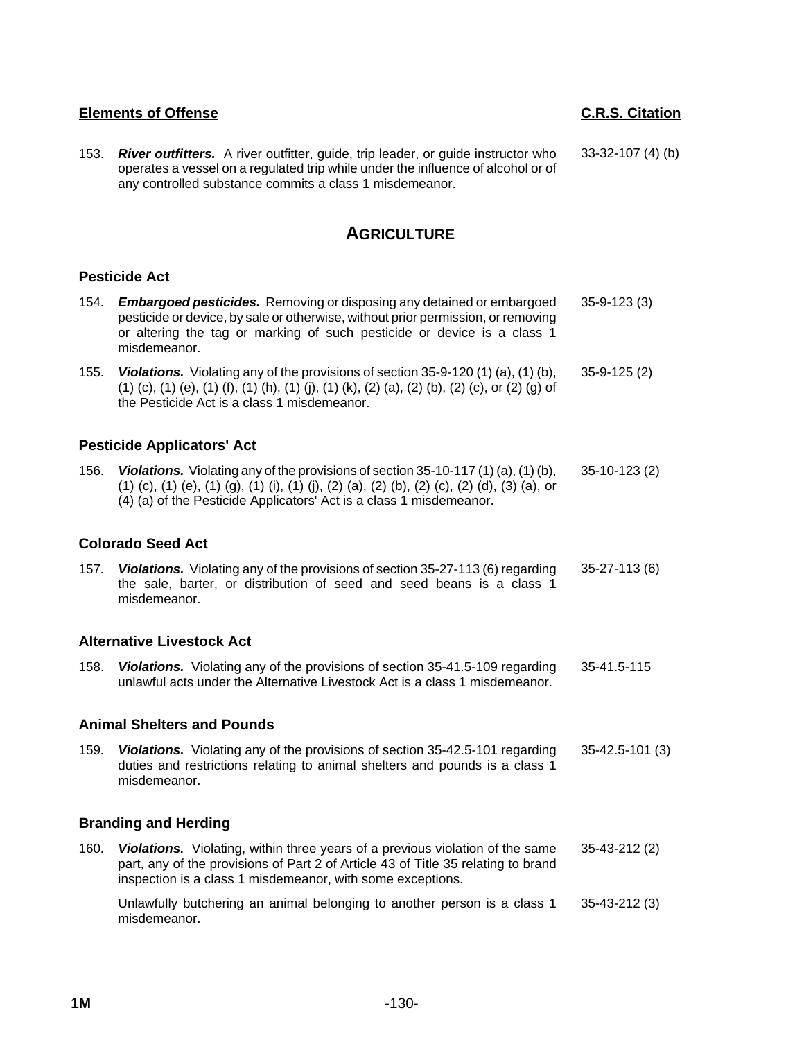| Elements of Offense | C.R.S. Citation |
|---|---|
| 153. ***River outfitters.*** A river outfitter, guide, trip leader, or guide instructor who operates a vessel on a regulated trip while under the influence of alcohol or of any controlled substance commits a class 1 misdemeanor. | 33-32-107 (4) (b) |

## AGRICULTURE

### Pesticide Act

| | |
|---|---|
| 154. ***Embargoed pesticides.*** Removing or disposing any detained or embargoed pesticide or device, by sale or otherwise, without prior permission, or removing or altering the tag or marking of such pesticide or device is a class 1 misdemeanor. | 35-9-123 (3) |
| 155. ***Violations.*** Violating any of the provisions of section 35-9-120 (1) (a), (1) (b), (1) (c), (1) (e), (1) (f), (1) (h), (1) (j), (1) (k), (2) (a), (2) (b), (2) (c), or (2) (g) of the Pesticide Act is a class 1 misdemeanor. | 35-9-125 (2) |

### Pesticide Applicators' Act

| | |
|---|---|
| 156. ***Violations.*** Violating any of the provisions of section 35-10-117 (1) (a), (1) (b), (1) (c), (1) (e), (1) (g), (1) (i), (1) (j), (2) (a), (2) (b), (2) (c), (2) (d), (3) (a), or (4) (a) of the Pesticide Applicators' Act is a class 1 misdemeanor. | 35-10-123 (2) |

### Colorado Seed Act

| | |
|---|---|
| 157. ***Violations.*** Violating any of the provisions of section 35-27-113 (6) regarding the sale, barter, or distribution of seed and seed beans is a class 1 misdemeanor. | 35-27-113 (6) |

### Alternative Livestock Act

| | |
|---|---|
| 158. ***Violations.*** Violating any of the provisions of section 35-41.5-109 regarding unlawful acts under the Alternative Livestock Act is a class 1 misdemeanor. | 35-41.5-115 |

### Animal Shelters and Pounds

| | |
|---|---|
| 159. ***Violations.*** Violating any of the provisions of section 35-42.5-101 regarding duties and restrictions relating to animal shelters and pounds is a class 1 misdemeanor. | 35-42.5-101 (3) |

### Branding and Herding

| | |
|---|---|
| 160. ***Violations.*** Violating, within three years of a previous violation of the same part, any of the provisions of Part 2 of Article 43 of Title 35 relating to brand inspection is a class 1 misdemeanor, with some exceptions. | 35-43-212 (2) |
| Unlawfully butchering an animal belonging to another person is a class 1 misdemeanor. | 35-43-212 (3) |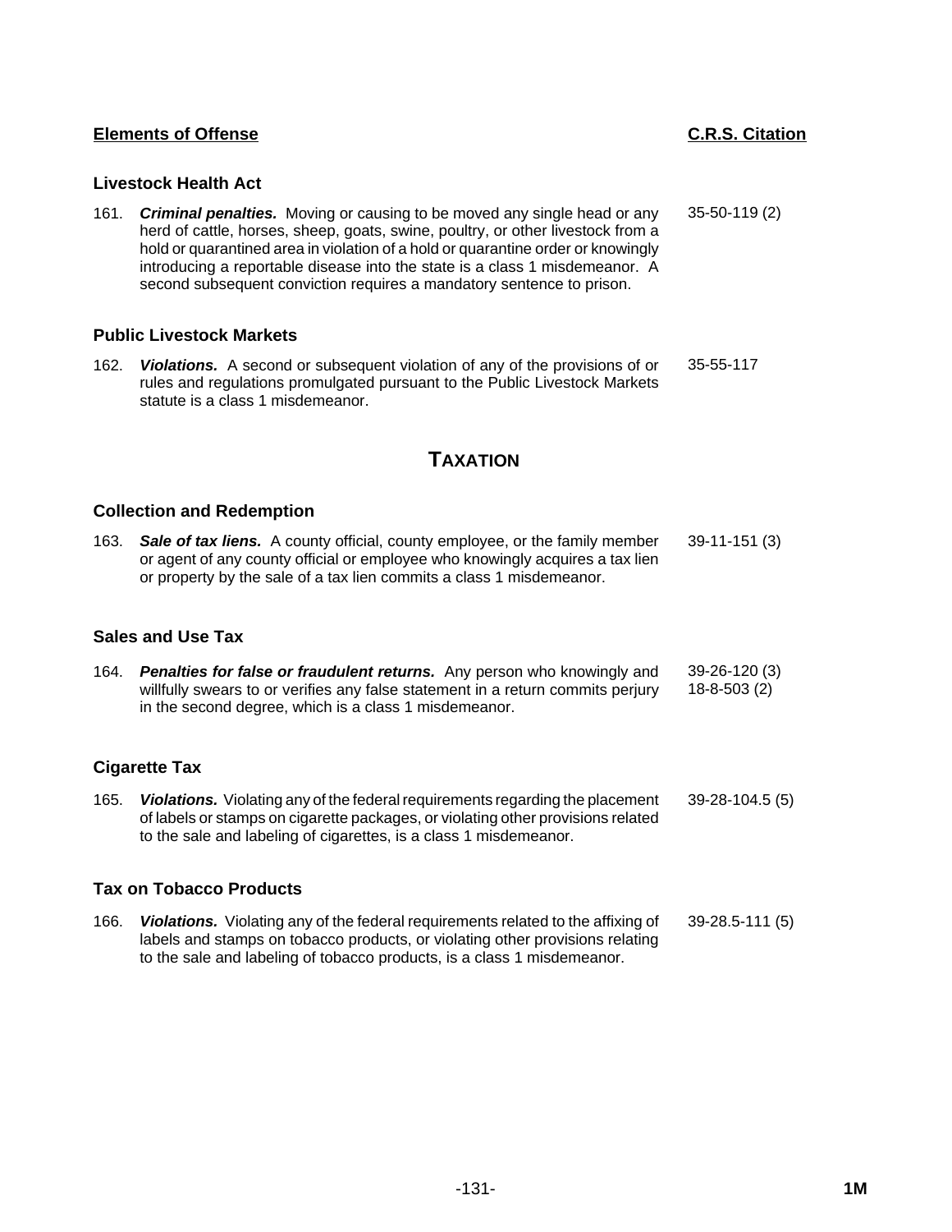| Elements of Offense | C.R.S. Citation |
|---|---|

### Livestock Health Act

161. ***Criminal penalties.*** Moving or causing to be moved any single head or any herd of cattle, horses, sheep, goats, swine, poultry, or other livestock from a hold or quarantined area in violation of a hold or quarantine order or knowingly introducing a reportable disease into the state is a class 1 misdemeanor. A second subsequent conviction requires a mandatory sentence to prison. — 35-50-119 (2)

### Public Livestock Markets

162. ***Violations.*** A second or subsequent violation of any of the provisions of or rules and regulations promulgated pursuant to the Public Livestock Markets statute is a class 1 misdemeanor. — 35-55-117

## TAXATION

### Collection and Redemption

163. ***Sale of tax liens.*** A county official, county employee, or the family member or agent of any county official or employee who knowingly acquires a tax lien or property by the sale of a tax lien commits a class 1 misdemeanor. — 39-11-151 (3)

### Sales and Use Tax

164. ***Penalties for false or fraudulent returns.*** Any person who knowingly and willfully swears to or verifies any false statement in a return commits perjury in the second degree, which is a class 1 misdemeanor. — 39-26-120 (3), 18-8-503 (2)

### Cigarette Tax

165. ***Violations.*** Violating any of the federal requirements regarding the placement of labels or stamps on cigarette packages, or violating other provisions related to the sale and labeling of cigarettes, is a class 1 misdemeanor. — 39-28-104.5 (5)

### Tax on Tobacco Products

166. ***Violations.*** Violating any of the federal requirements related to the affixing of labels and stamps on tobacco products, or violating other provisions relating to the sale and labeling of tobacco products, is a class 1 misdemeanor. — 39-28.5-111 (5)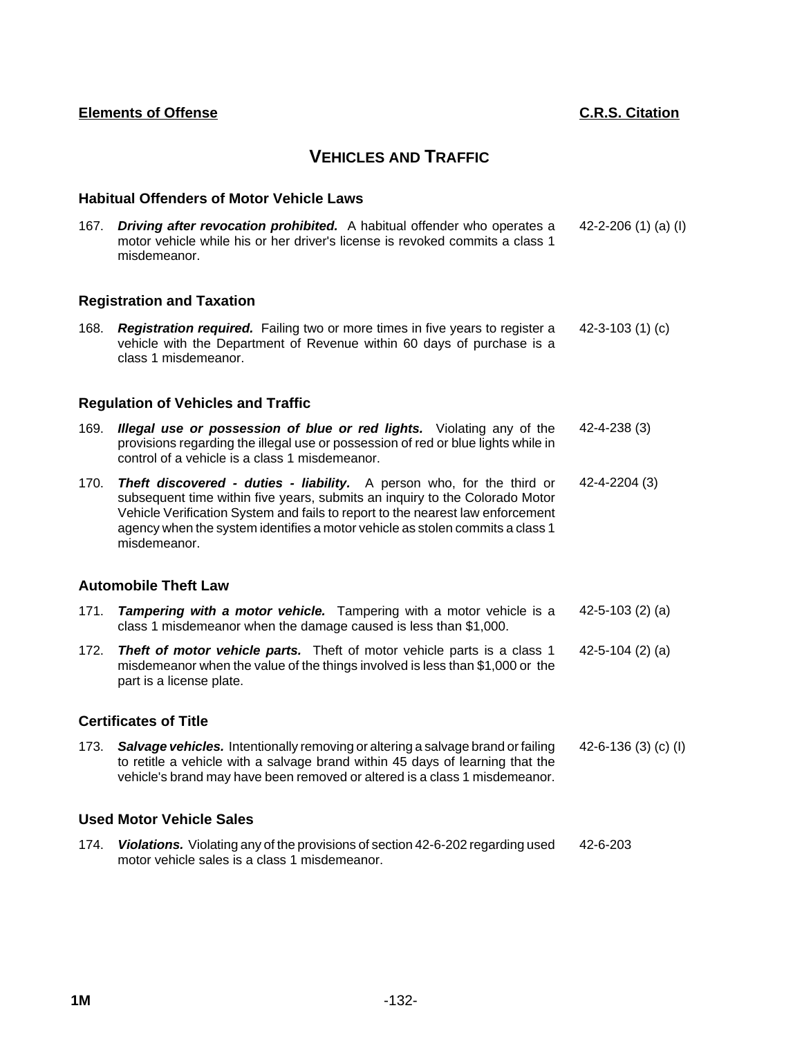| Elements of Offense | C.R.S. Citation |
|---|---|

## VEHICLES AND TRAFFIC

### Habitual Offenders of Motor Vehicle Laws

| | Elements of Offense | C.R.S. Citation |
|---|---|---|
| 167. | ***Driving after revocation prohibited.*** A habitual offender who operates a motor vehicle while his or her driver's license is revoked commits a class 1 misdemeanor. | 42-2-206 (1) (a) (I) |

### Registration and Taxation

| | Elements of Offense | C.R.S. Citation |
|---|---|---|
| 168. | ***Registration required.*** Failing two or more times in five years to register a vehicle with the Department of Revenue within 60 days of purchase is a class 1 misdemeanor. | 42-3-103 (1) (c) |

### Regulation of Vehicles and Traffic

| | Elements of Offense | C.R.S. Citation |
|---|---|---|
| 169. | ***Illegal use or possession of blue or red lights.*** Violating any of the provisions regarding the illegal use or possession of red or blue lights while in control of a vehicle is a class 1 misdemeanor. | 42-4-238 (3) |
| 170. | ***Theft discovered - duties - liability.*** A person who, for the third or subsequent time within five years, submits an inquiry to the Colorado Motor Vehicle Verification System and fails to report to the nearest law enforcement agency when the system identifies a motor vehicle as stolen commits a class 1 misdemeanor. | 42-4-2204 (3) |

### Automobile Theft Law

| | Elements of Offense | C.R.S. Citation |
|---|---|---|
| 171. | ***Tampering with a motor vehicle.*** Tampering with a motor vehicle is a class 1 misdemeanor when the damage caused is less than $1,000. | 42-5-103 (2) (a) |
| 172. | ***Theft of motor vehicle parts.*** Theft of motor vehicle parts is a class 1 misdemeanor when the value of the things involved is less than $1,000 or the part is a license plate. | 42-5-104 (2) (a) |

### Certificates of Title

| | Elements of Offense | C.R.S. Citation |
|---|---|---|
| 173. | ***Salvage vehicles.*** Intentionally removing or altering a salvage brand or failing to retitle a vehicle with a salvage brand within 45 days of learning that the vehicle's brand may have been removed or altered is a class 1 misdemeanor. | 42-6-136 (3) (c) (I) |

### Used Motor Vehicle Sales

| | Elements of Offense | C.R.S. Citation |
|---|---|---|
| 174. | ***Violations.*** Violating any of the provisions of section 42-6-202 regarding used motor vehicle sales is a class 1 misdemeanor. | 42-6-203 |

1M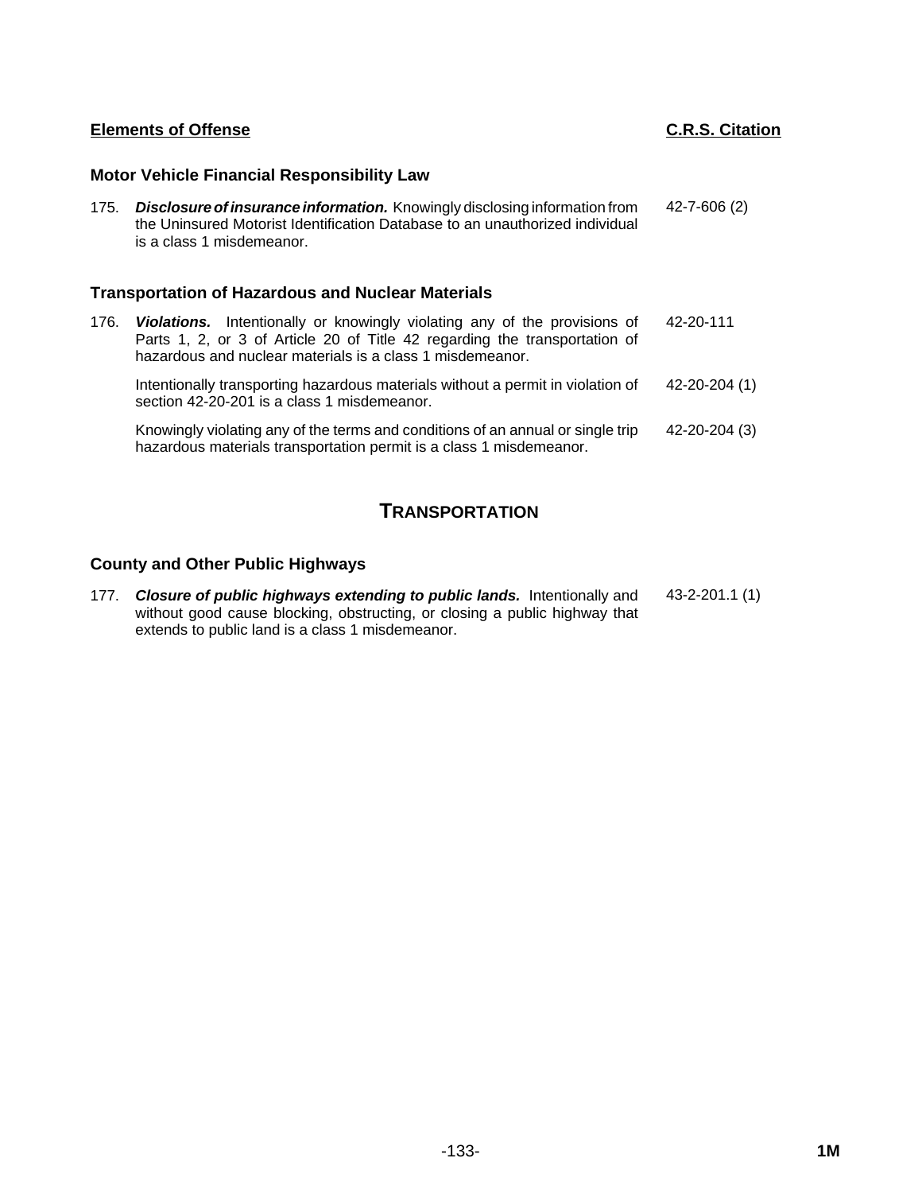| Elements of Offense | C.R.S. Citation |
|---|---|

### Motor Vehicle Financial Responsibility Law

| | |
|---|---|
| 175. ***Disclosure of insurance information.*** Knowingly disclosing information from the Uninsured Motorist Identification Database to an unauthorized individual is a class 1 misdemeanor. | 42-7-606 (2) |

### Transportation of Hazardous and Nuclear Materials

| | |
|---|---|
| 176. ***Violations.*** Intentionally or knowingly violating any of the provisions of Parts 1, 2, or 3 of Article 20 of Title 42 regarding the transportation of hazardous and nuclear materials is a class 1 misdemeanor. | 42-20-111 |
| Intentionally transporting hazardous materials without a permit in violation of section 42-20-201 is a class 1 misdemeanor. | 42-20-204 (1) |
| Knowingly violating any of the terms and conditions of an annual or single trip hazardous materials transportation permit is a class 1 misdemeanor. | 42-20-204 (3) |

## TRANSPORTATION

### County and Other Public Highways

| | |
|---|---|
| 177. ***Closure of public highways extending to public lands.*** Intentionally and without good cause blocking, obstructing, or closing a public highway that extends to public land is a class 1 misdemeanor. | 43-2-201.1 (1) |